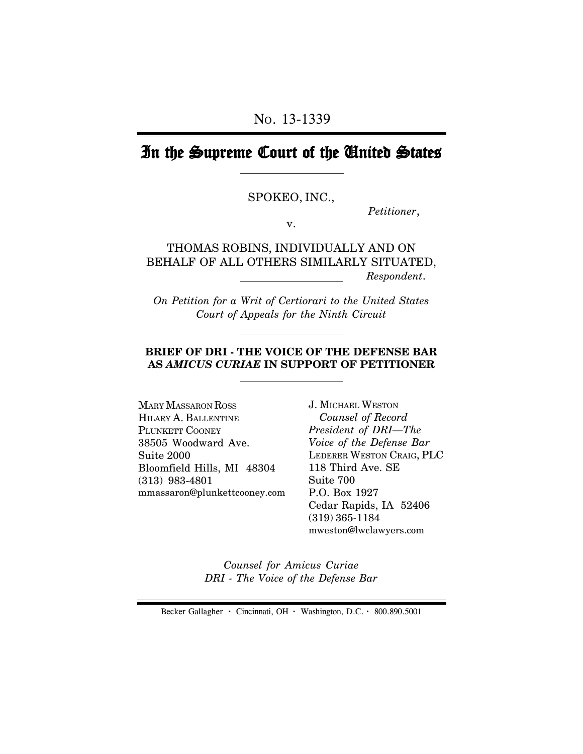No. 13-1339

# In the Supreme Court of the United States

SPOKEO, INC.,

*Petitioner*,

v.

THOMAS ROBINS, INDIVIDUALLY AND ON BEHALF OF ALL OTHERS SIMILARLY SITUATED,

*Respondent*.

*On Petition for a Writ of Certiorari to the United States Court of Appeals for the Ninth Circuit*

**BRIEF OF DRI - THE VOICE OF THE DEFENSE BAR AS *AMICUS CURIAE* IN SUPPORT OF PETITIONER**

MARY MASSARON ROSS
HILARY A. BALLENTINE
PLUNKETT COONEY
38505 Woodward Ave.
Suite 2000
Bloomfield Hills, MI 48304
(313) 983-4801
mmassaron@plunkettcooney.com

J. MICHAEL WESTON
*Counsel of Record*
*President of DRI—The Voice of the Defense Bar*
LEDERER WESTON CRAIG, PLC
118 Third Ave. SE
Suite 700
P.O. Box 1927
Cedar Rapids, IA 52406
(319) 365-1184
mweston@lwclawyers.com

*Counsel for Amicus Curiae*
*DRI - The Voice of the Defense Bar*

Becker Gallagher · Cincinnati, OH · Washington, D.C. · 800.890.5001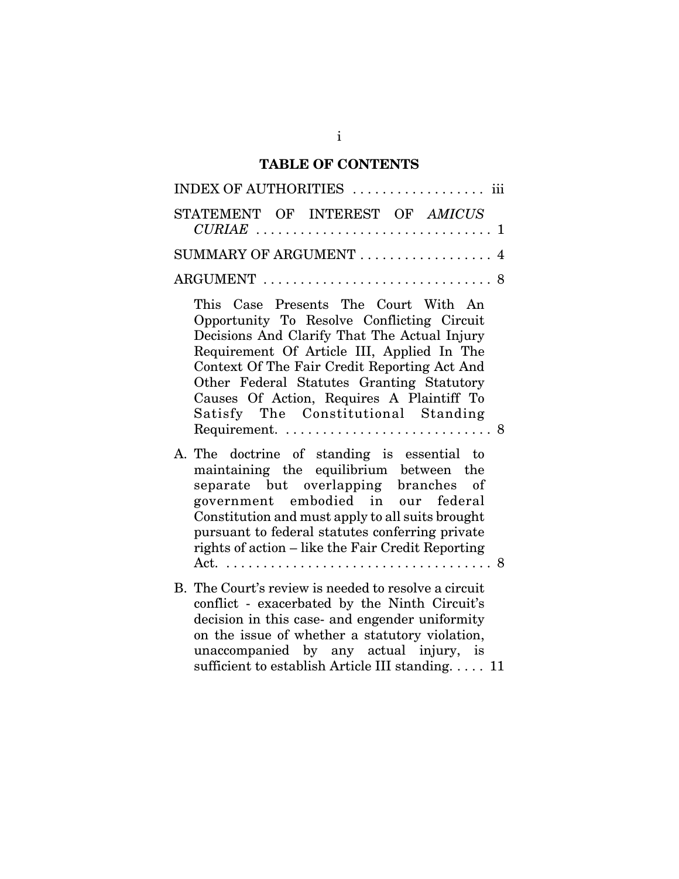## TABLE OF CONTENTS

INDEX OF AUTHORITIES . . . . . . . . . . . . . . . . . . iii

STATEMENT OF INTEREST OF *AMICUS CURIAE* . . . . . . . . . . . . . . . . . . . . . . . . . . . . . . . 1

SUMMARY OF ARGUMENT . . . . . . . . . . . . . . . . . . 4

ARGUMENT . . . . . . . . . . . . . . . . . . . . . . . . . . . . . . . 8

This Case Presents The Court With An Opportunity To Resolve Conflicting Circuit Decisions And Clarify That The Actual Injury Requirement Of Article III, Applied In The Context Of The Fair Credit Reporting Act And Other Federal Statutes Granting Statutory Causes Of Action, Requires A Plaintiff To Satisfy The Constitutional Standing Requirement. . . . . . . . . . . . . . . . . . . . . . . . . . . . . 8

A. The doctrine of standing is essential to maintaining the equilibrium between the separate but overlapping branches of government embodied in our federal Constitution and must apply to all suits brought pursuant to federal statutes conferring private rights of action – like the Fair Credit Reporting Act. . . . . . . . . . . . . . . . . . . . . . . . . . . . . . . . . . . . . 8

B. The Court's review is needed to resolve a circuit conflict - exacerbated by the Ninth Circuit's decision in this case- and engender uniformity on the issue of whether a statutory violation, unaccompanied by any actual injury, is sufficient to establish Article III standing. . . . . 11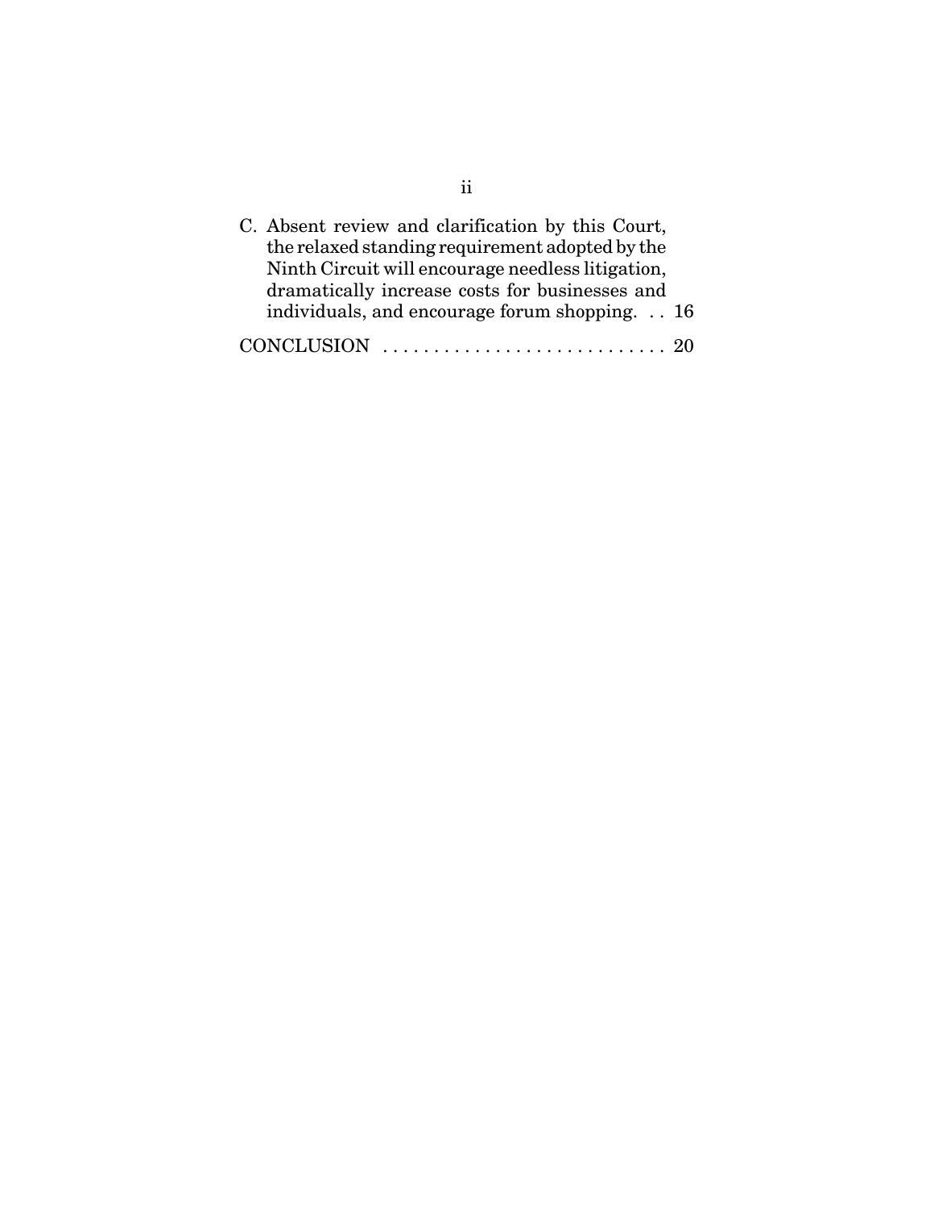C. Absent review and clarification by this Court, the relaxed standing requirement adopted by the Ninth Circuit will encourage needless litigation, dramatically increase costs for businesses and individuals, and encourage forum shopping. . . 16

CONCLUSION . . . . . . . . . . . . . . . . . . . . . . . . . . . . 20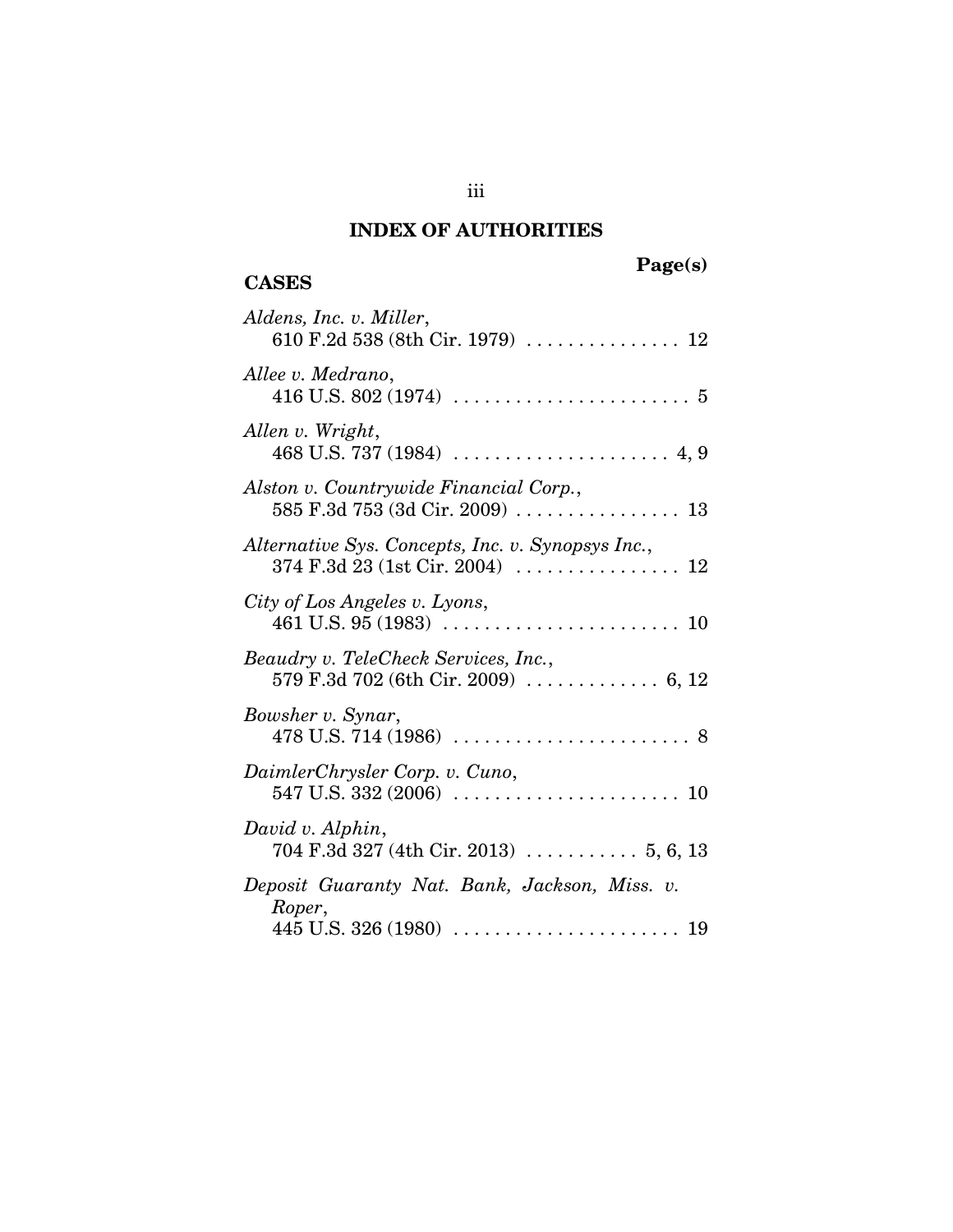## INDEX OF AUTHORITIES

**Page(s)**

**CASES**

*Aldens, Inc. v. Miller*,
610 F.2d 538 (8th Cir. 1979) . . . . . . . . . . . . . . . 12

*Allee v. Medrano*,
416 U.S. 802 (1974) . . . . . . . . . . . . . . . . . . . . . . . 5

*Allen v. Wright*,
468 U.S. 737 (1984) . . . . . . . . . . . . . . . . . . . . . 4, 9

*Alston v. Countrywide Financial Corp.*,
585 F.3d 753 (3d Cir. 2009) . . . . . . . . . . . . . . . . 13

*Alternative Sys. Concepts, Inc. v. Synopsys Inc.*,
374 F.3d 23 (1st Cir. 2004) . . . . . . . . . . . . . . . . 12

*City of Los Angeles v. Lyons*,
461 U.S. 95 (1983) . . . . . . . . . . . . . . . . . . . . . . . 10

*Beaudry v. TeleCheck Services, Inc.*,
579 F.3d 702 (6th Cir. 2009) . . . . . . . . . . . . . 6, 12

*Bowsher v. Synar*,
478 U.S. 714 (1986) . . . . . . . . . . . . . . . . . . . . . . . 8

*DaimlerChrysler Corp. v. Cuno*,
547 U.S. 332 (2006) . . . . . . . . . . . . . . . . . . . . . . 10

*David v. Alphin*,
704 F.3d 327 (4th Cir. 2013) . . . . . . . . . . . 5, 6, 13

*Deposit Guaranty Nat. Bank, Jackson, Miss. v. Roper*,
445 U.S. 326 (1980) . . . . . . . . . . . . . . . . . . . . . . 19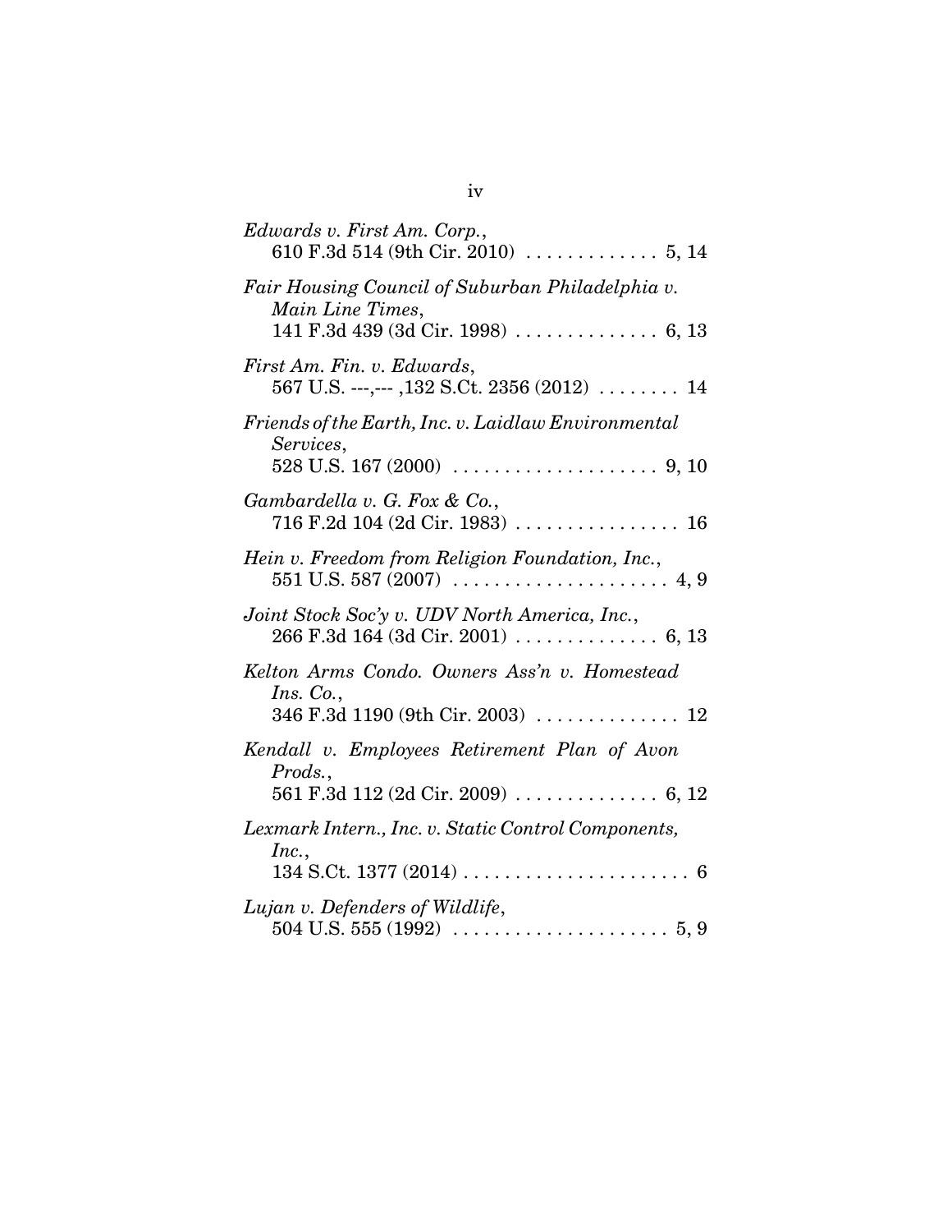*Edwards v. First Am. Corp.*,
610 F.3d 514 (9th Cir. 2010) . . . . . . . . . . . . . 5, 14

*Fair Housing Council of Suburban Philadelphia v. Main Line Times*,
141 F.3d 439 (3d Cir. 1998) . . . . . . . . . . . . . . 6, 13

*First Am. Fin. v. Edwards*,
567 U.S. ---,--- ,132 S.Ct. 2356 (2012) . . . . . . . . 14

*Friends of the Earth, Inc. v. Laidlaw Environmental Services*,
528 U.S. 167 (2000) . . . . . . . . . . . . . . . . . . . . 9, 10

*Gambardella v. G. Fox & Co.*,
716 F.2d 104 (2d Cir. 1983) . . . . . . . . . . . . . . . . 16

*Hein v. Freedom from Religion Foundation, Inc.*,
551 U.S. 587 (2007) . . . . . . . . . . . . . . . . . . . . . 4, 9

*Joint Stock Soc'y v. UDV North America, Inc.*,
266 F.3d 164 (3d Cir. 2001) . . . . . . . . . . . . . . 6, 13

*Kelton Arms Condo. Owners Ass'n v. Homestead Ins. Co.*,
346 F.3d 1190 (9th Cir. 2003) . . . . . . . . . . . . . . 12

*Kendall v. Employees Retirement Plan of Avon Prods.*,
561 F.3d 112 (2d Cir. 2009) . . . . . . . . . . . . . . 6, 12

*Lexmark Intern., Inc. v. Static Control Components, Inc.*,
134 S.Ct. 1377 (2014) . . . . . . . . . . . . . . . . . . . . . . 6

*Lujan v. Defenders of Wildlife*,
504 U.S. 555 (1992) . . . . . . . . . . . . . . . . . . . . . 5, 9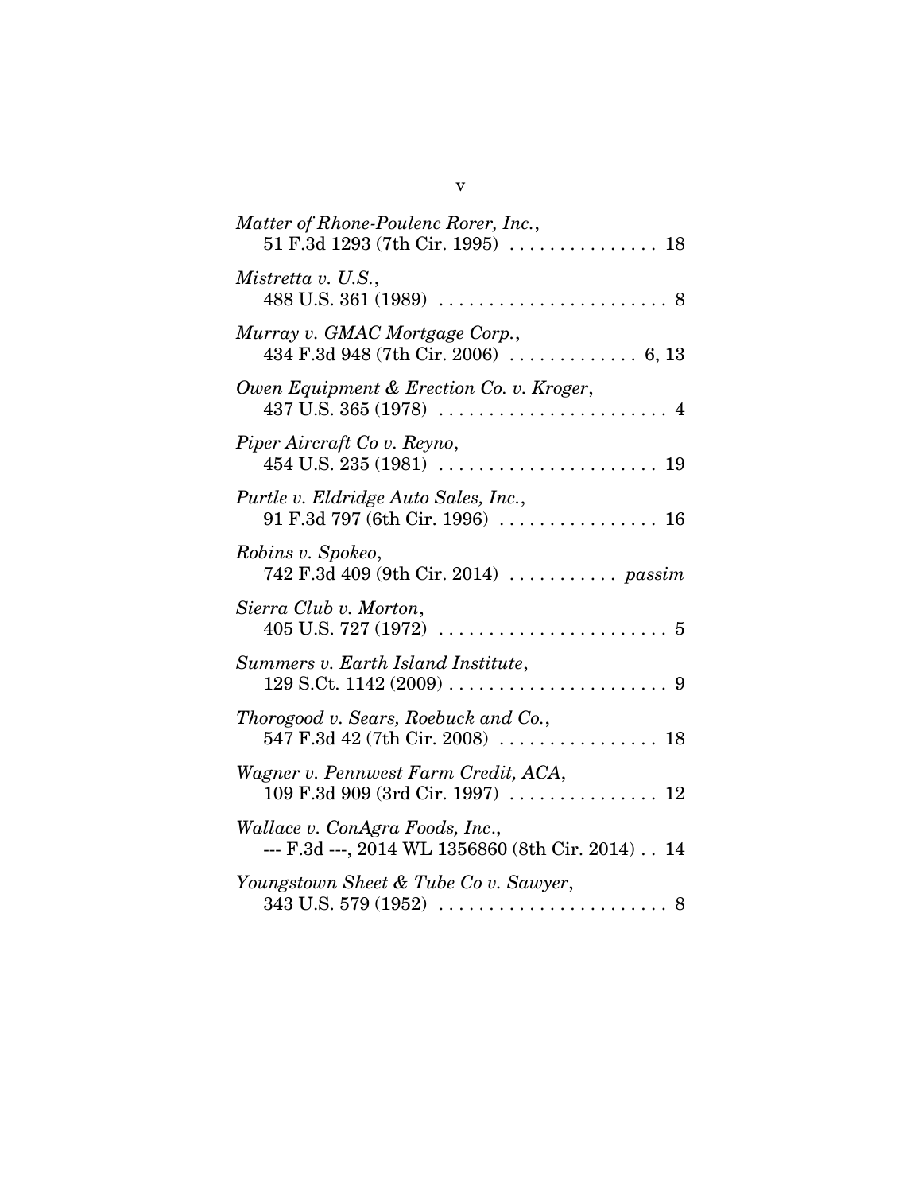*Matter of Rhone-Poulenc Rorer, Inc.*,
51 F.3d 1293 (7th Cir. 1995) . . . . . . . . . . . . . . . 18

*Mistretta v. U.S.*,
488 U.S. 361 (1989) . . . . . . . . . . . . . . . . . . . . . . . 8

*Murray v. GMAC Mortgage Corp.*,
434 F.3d 948 (7th Cir. 2006) . . . . . . . . . . . . . 6, 13

*Owen Equipment & Erection Co. v. Kroger*,
437 U.S. 365 (1978) . . . . . . . . . . . . . . . . . . . . . . . 4

*Piper Aircraft Co v. Reyno*,
454 U.S. 235 (1981) . . . . . . . . . . . . . . . . . . . . . . 19

*Purtle v. Eldridge Auto Sales, Inc.*,
91 F.3d 797 (6th Cir. 1996) . . . . . . . . . . . . . . . . 16

*Robins v. Spokeo*,
742 F.3d 409 (9th Cir. 2014) . . . . . . . . . . . *passim*

*Sierra Club v. Morton*,
405 U.S. 727 (1972) . . . . . . . . . . . . . . . . . . . . . . . 5

*Summers v. Earth Island Institute*,
129 S.Ct. 1142 (2009) . . . . . . . . . . . . . . . . . . . . . . 9

*Thorogood v. Sears, Roebuck and Co.*,
547 F.3d 42 (7th Cir. 2008) . . . . . . . . . . . . . . . . 18

*Wagner v. Pennwest Farm Credit, ACA*,
109 F.3d 909 (3rd Cir. 1997) . . . . . . . . . . . . . . . 12

*Wallace v. ConAgra Foods, Inc.*,
--- F.3d ---, 2014 WL 1356860 (8th Cir. 2014) . . 14

*Youngstown Sheet & Tube Co v. Sawyer*,
343 U.S. 579 (1952) . . . . . . . . . . . . . . . . . . . . . . . 8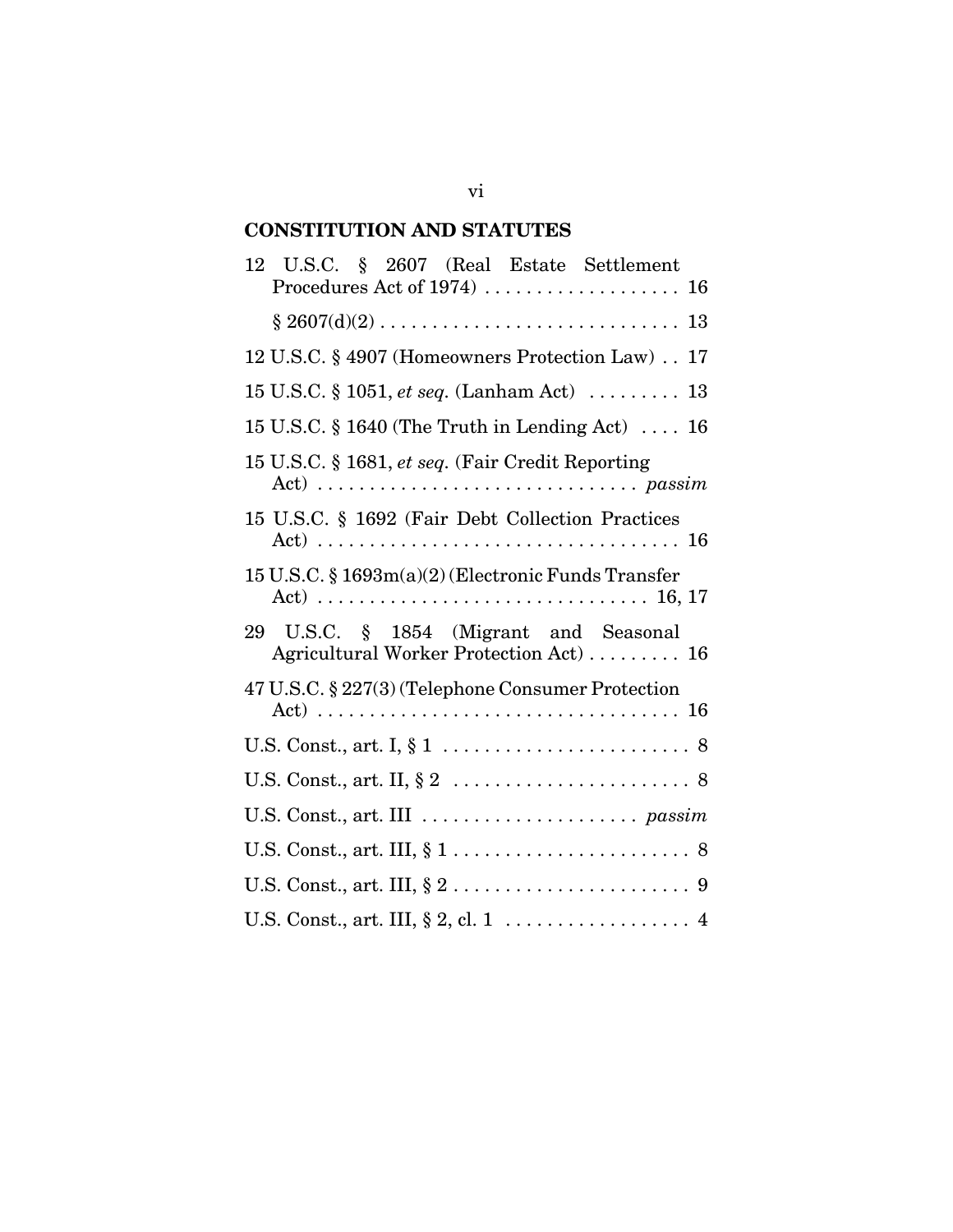## CONSTITUTION AND STATUTES

12 U.S.C. § 2607 (Real Estate Settlement Procedures Act of 1974) . . . . . . . . . . . . . . . . . . 16

§ 2607(d)(2) . . . . . . . . . . . . . . . . . . . . . . . . . . . . 13

12 U.S.C. § 4907 (Homeowners Protection Law) . . 17

15 U.S.C. § 1051, *et seq.* (Lanham Act) . . . . . . . . . 13

15 U.S.C. § 1640 (The Truth in Lending Act) . . . . 16

15 U.S.C. § 1681, *et seq.* (Fair Credit Reporting Act) . . . . . . . . . . . . . . . . . . . . . . . . . . . . . . *passim*

15 U.S.C. § 1692 (Fair Debt Collection Practices Act) . . . . . . . . . . . . . . . . . . . . . . . . . . . . . . . . . 16

15 U.S.C. § 1693m(a)(2) (Electronic Funds Transfer Act) . . . . . . . . . . . . . . . . . . . . . . . . . . . . . . . 16, 17

29 U.S.C. § 1854 (Migrant and Seasonal Agricultural Worker Protection Act) . . . . . . . . . 16

47 U.S.C. § 227(3) (Telephone Consumer Protection Act) . . . . . . . . . . . . . . . . . . . . . . . . . . . . . . . . . 16

U.S. Const., art. I, § 1 . . . . . . . . . . . . . . . . . . . . . . . 8

U.S. Const., art. II, § 2 . . . . . . . . . . . . . . . . . . . . . . 8

U.S. Const., art. III . . . . . . . . . . . . . . . . . . . . *passim*

U.S. Const., art. III, § 1 . . . . . . . . . . . . . . . . . . . . . . 8

U.S. Const., art. III, § 2 . . . . . . . . . . . . . . . . . . . . . . 9

U.S. Const., art. III, § 2, cl. 1 . . . . . . . . . . . . . . . . . 4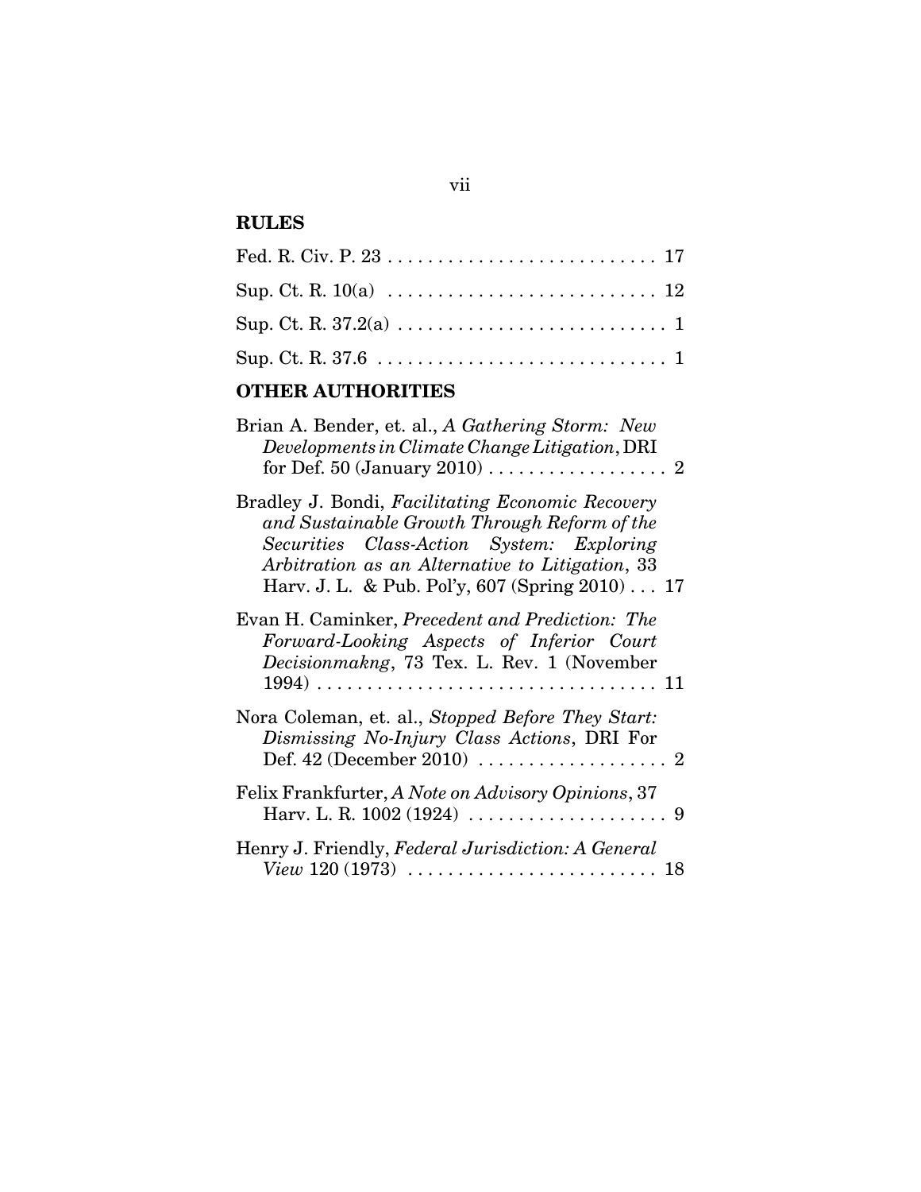## RULES

Fed. R. Civ. P. 23 . . . . . . . . . . . . . . . . . . . . . . . . . . . 17

Sup. Ct. R. 10(a) . . . . . . . . . . . . . . . . . . . . . . . . . . . 12

Sup. Ct. R. 37.2(a) . . . . . . . . . . . . . . . . . . . . . . . . . . . 1

Sup. Ct. R. 37.6 . . . . . . . . . . . . . . . . . . . . . . . . . . . . . 1

## OTHER AUTHORITIES

Brian A. Bender, et. al., *A Gathering Storm: New Developments in Climate Change Litigation*, DRI for Def. 50 (January 2010) . . . . . . . . . . . . . . . . . . 2

Bradley J. Bondi, *Facilitating Economic Recovery and Sustainable Growth Through Reform of the Securities Class-Action System: Exploring Arbitration as an Alternative to Litigation*, 33 Harv. J. L. & Pub. Pol'y, 607 (Spring 2010) . . . 17

Evan H. Caminker, *Precedent and Prediction: The Forward-Looking Aspects of Inferior Court Decisionmakng*, 73 Tex. L. Rev. 1 (November 1994) . . . . . . . . . . . . . . . . . . . . . . . . . . . . . . . . . 11

Nora Coleman, et. al., *Stopped Before They Start: Dismissing No-Injury Class Actions*, DRI For Def. 42 (December 2010) . . . . . . . . . . . . . . . . . . . 2

Felix Frankfurter, *A Note on Advisory Opinions*, 37 Harv. L. R. 1002 (1924) . . . . . . . . . . . . . . . . . . . . 9

Henry J. Friendly, *Federal Jurisdiction: A General View* 120 (1973) . . . . . . . . . . . . . . . . . . . . . . . . 18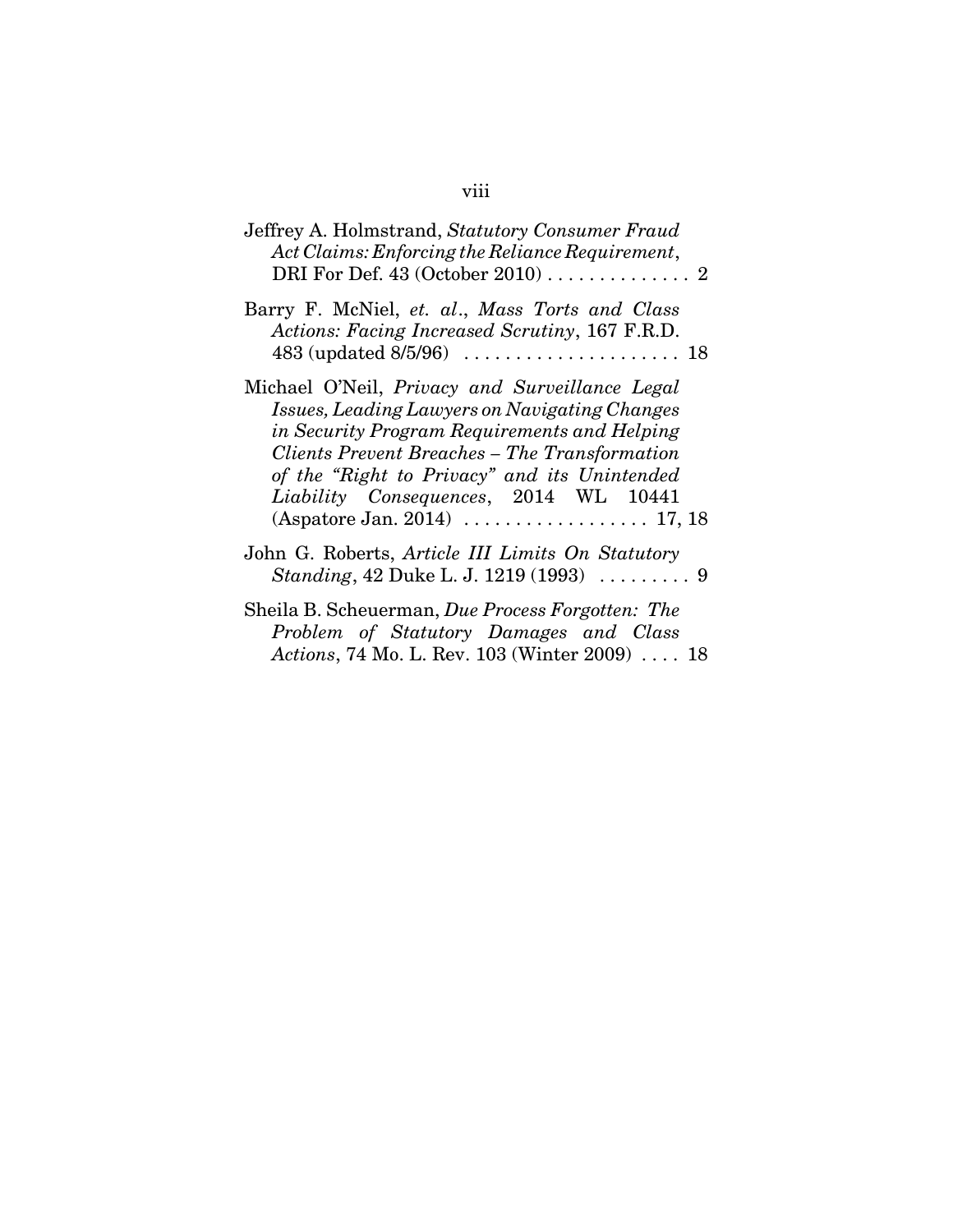Jeffrey A. Holmstrand, *Statutory Consumer Fraud Act Claims: Enforcing the Reliance Requirement*, DRI For Def. 43 (October 2010) . . . . . . . . . . . . . . 2

Barry F. McNiel, *et. al*., *Mass Torts and Class Actions: Facing Increased Scrutiny*, 167 F.R.D. 483 (updated 8/5/96) . . . . . . . . . . . . . . . . . . . . . 18

Michael O'Neil, *Privacy and Surveillance Legal Issues, Leading Lawyers on Navigating Changes in Security Program Requirements and Helping Clients Prevent Breaches – The Transformation of the "Right to Privacy" and its Unintended Liability Consequences*, 2014 WL 10441 (Aspatore Jan. 2014) . . . . . . . . . . . . . . . . . . 17, 18

John G. Roberts, *Article III Limits On Statutory Standing*, 42 Duke L. J. 1219 (1993) . . . . . . . . . 9

Sheila B. Scheuerman, *Due Process Forgotten: The Problem of Statutory Damages and Class Actions*, 74 Mo. L. Rev. 103 (Winter 2009) . . . . 18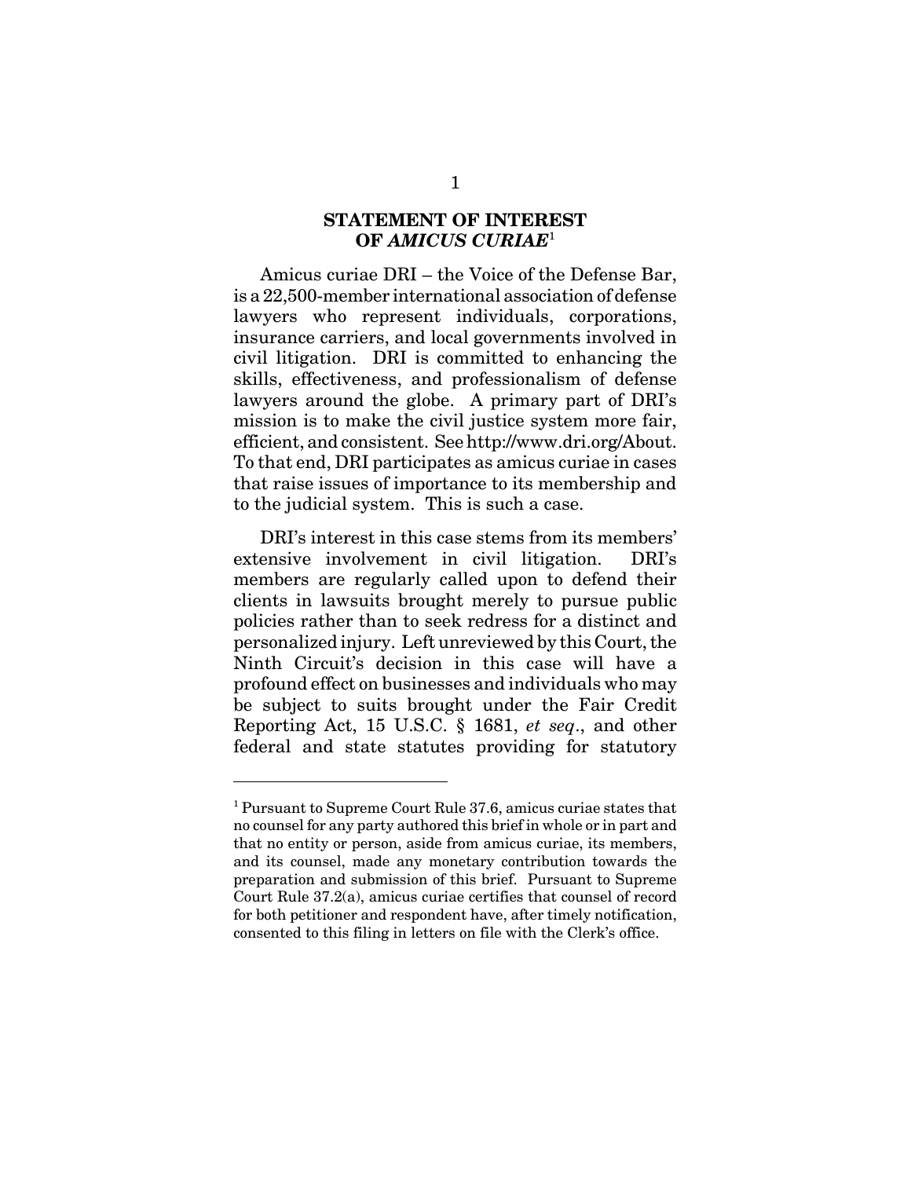## STATEMENT OF INTEREST OF *AMICUS CURIAE*[1]

Amicus curiae DRI – the Voice of the Defense Bar, is a 22,500-member international association of defense lawyers who represent individuals, corporations, insurance carriers, and local governments involved in civil litigation. DRI is committed to enhancing the skills, effectiveness, and professionalism of defense lawyers around the globe. A primary part of DRI's mission is to make the civil justice system more fair, efficient, and consistent. See http://www.dri.org/About. To that end, DRI participates as amicus curiae in cases that raise issues of importance to its membership and to the judicial system. This is such a case.

DRI's interest in this case stems from its members' extensive involvement in civil litigation. DRI's members are regularly called upon to defend their clients in lawsuits brought merely to pursue public policies rather than to seek redress for a distinct and personalized injury. Left unreviewed by this Court, the Ninth Circuit's decision in this case will have a profound effect on businesses and individuals who may be subject to suits brought under the Fair Credit Reporting Act, 15 U.S.C. § 1681, *et seq*., and other federal and state statutes providing for statutory

---

[1] Pursuant to Supreme Court Rule 37.6, amicus curiae states that no counsel for any party authored this brief in whole or in part and that no entity or person, aside from amicus curiae, its members, and its counsel, made any monetary contribution towards the preparation and submission of this brief. Pursuant to Supreme Court Rule 37.2(a), amicus curiae certifies that counsel of record for both petitioner and respondent have, after timely notification, consented to this filing in letters on file with the Clerk's office.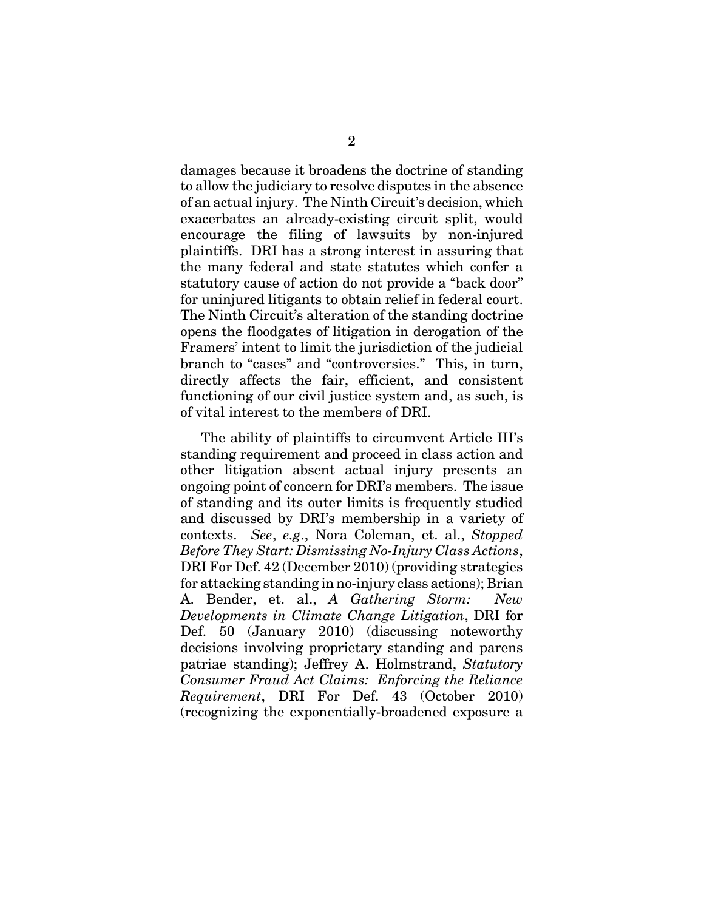damages because it broadens the doctrine of standing to allow the judiciary to resolve disputes in the absence of an actual injury. The Ninth Circuit's decision, which exacerbates an already-existing circuit split, would encourage the filing of lawsuits by non-injured plaintiffs. DRI has a strong interest in assuring that the many federal and state statutes which confer a statutory cause of action do not provide a "back door" for uninjured litigants to obtain relief in federal court. The Ninth Circuit's alteration of the standing doctrine opens the floodgates of litigation in derogation of the Framers' intent to limit the jurisdiction of the judicial branch to "cases" and "controversies." This, in turn, directly affects the fair, efficient, and consistent functioning of our civil justice system and, as such, is of vital interest to the members of DRI.

The ability of plaintiffs to circumvent Article III's standing requirement and proceed in class action and other litigation absent actual injury presents an ongoing point of concern for DRI's members. The issue of standing and its outer limits is frequently studied and discussed by DRI's membership in a variety of contexts. *See*, *e.g*., Nora Coleman, et. al., *Stopped Before They Start: Dismissing No-Injury Class Actions*, DRI For Def. 42 (December 2010) (providing strategies for attacking standing in no-injury class actions); Brian A. Bender, et. al., *A Gathering Storm: New Developments in Climate Change Litigation*, DRI for Def. 50 (January 2010) (discussing noteworthy decisions involving proprietary standing and parens patriae standing); Jeffrey A. Holmstrand, *Statutory Consumer Fraud Act Claims: Enforcing the Reliance Requirement*, DRI For Def. 43 (October 2010) (recognizing the exponentially-broadened exposure a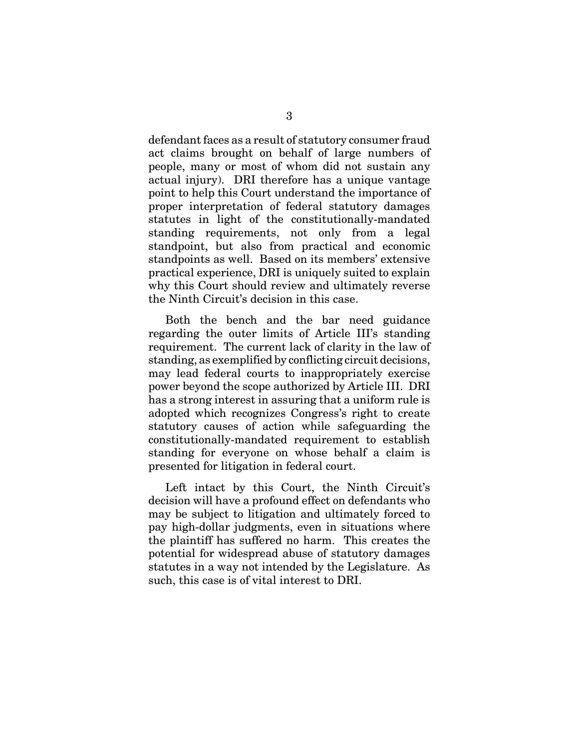defendant faces as a result of statutory consumer fraud act claims brought on behalf of large numbers of people, many or most of whom did not sustain any actual injury). DRI therefore has a unique vantage point to help this Court understand the importance of proper interpretation of federal statutory damages statutes in light of the constitutionally-mandated standing requirements, not only from a legal standpoint, but also from practical and economic standpoints as well. Based on its members' extensive practical experience, DRI is uniquely suited to explain why this Court should review and ultimately reverse the Ninth Circuit's decision in this case.

Both the bench and the bar need guidance regarding the outer limits of Article III's standing requirement. The current lack of clarity in the law of standing, as exemplified by conflicting circuit decisions, may lead federal courts to inappropriately exercise power beyond the scope authorized by Article III. DRI has a strong interest in assuring that a uniform rule is adopted which recognizes Congress's right to create statutory causes of action while safeguarding the constitutionally-mandated requirement to establish standing for everyone on whose behalf a claim is presented for litigation in federal court.

Left intact by this Court, the Ninth Circuit's decision will have a profound effect on defendants who may be subject to litigation and ultimately forced to pay high-dollar judgments, even in situations where the plaintiff has suffered no harm. This creates the potential for widespread abuse of statutory damages statutes in a way not intended by the Legislature. As such, this case is of vital interest to DRI.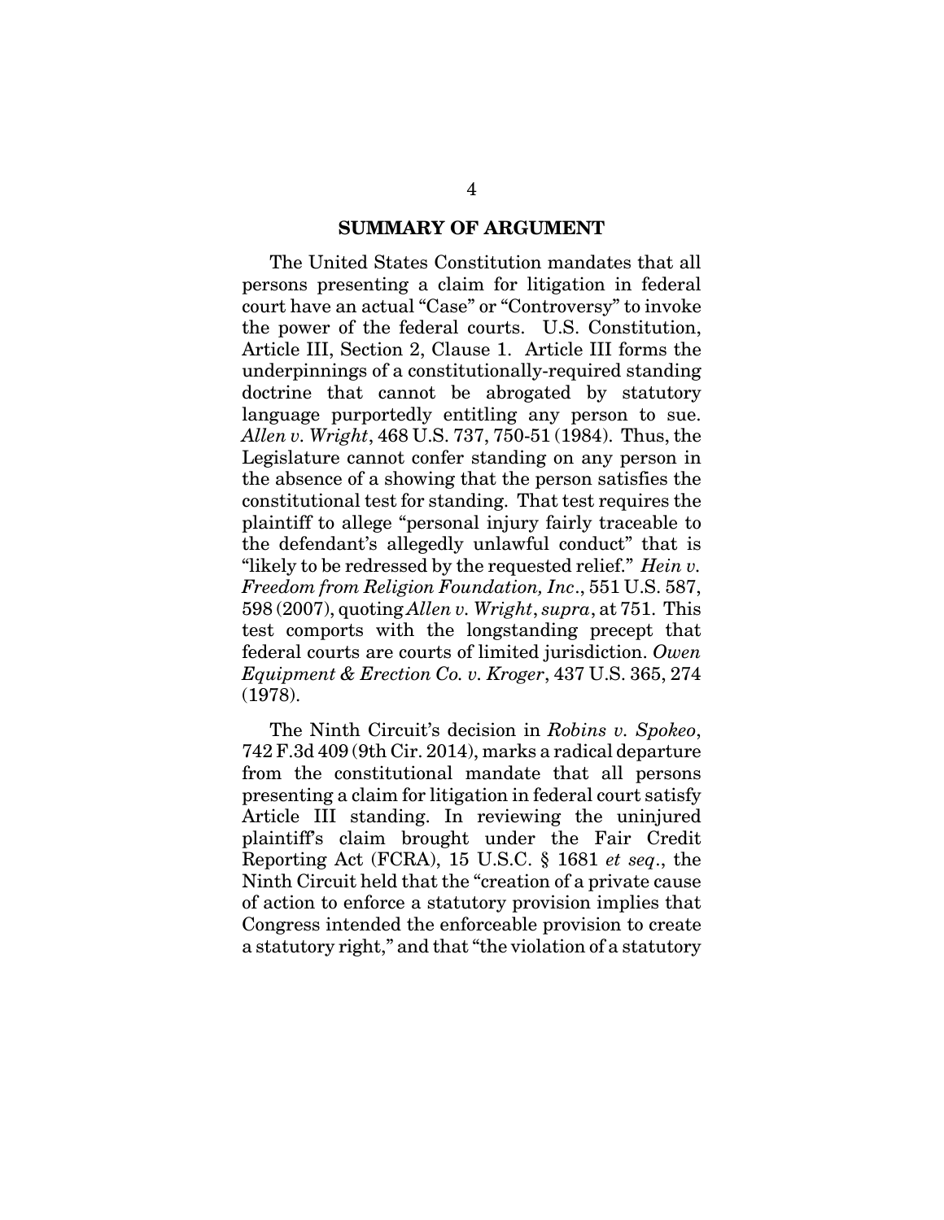## SUMMARY OF ARGUMENT

The United States Constitution mandates that all persons presenting a claim for litigation in federal court have an actual "Case" or "Controversy" to invoke the power of the federal courts. U.S. Constitution, Article III, Section 2, Clause 1. Article III forms the underpinnings of a constitutionally-required standing doctrine that cannot be abrogated by statutory language purportedly entitling any person to sue. *Allen v. Wright*, 468 U.S. 737, 750-51 (1984). Thus, the Legislature cannot confer standing on any person in the absence of a showing that the person satisfies the constitutional test for standing. That test requires the plaintiff to allege "personal injury fairly traceable to the defendant's allegedly unlawful conduct" that is "likely to be redressed by the requested relief." *Hein v. Freedom from Religion Foundation, Inc*., 551 U.S. 587, 598 (2007), quoting *Allen v. Wright*, *supra*, at 751. This test comports with the longstanding precept that federal courts are courts of limited jurisdiction. *Owen Equipment & Erection Co. v. Kroger*, 437 U.S. 365, 274 (1978).

The Ninth Circuit's decision in *Robins v. Spokeo*, 742 F.3d 409 (9th Cir. 2014), marks a radical departure from the constitutional mandate that all persons presenting a claim for litigation in federal court satisfy Article III standing. In reviewing the uninjured plaintiff's claim brought under the Fair Credit Reporting Act (FCRA), 15 U.S.C. § 1681 *et seq*., the Ninth Circuit held that the "creation of a private cause of action to enforce a statutory provision implies that Congress intended the enforceable provision to create a statutory right," and that "the violation of a statutory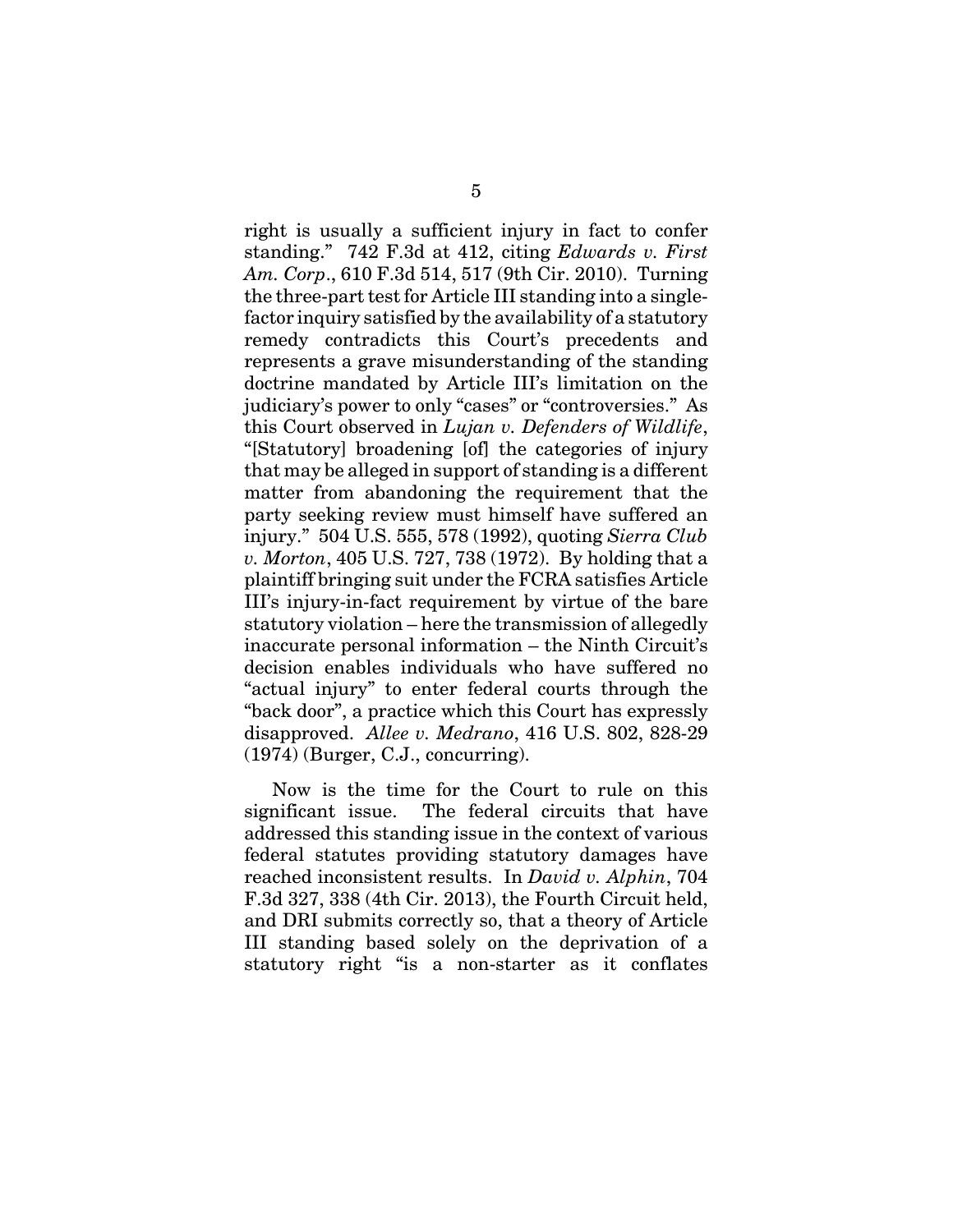right is usually a sufficient injury in fact to confer standing." 742 F.3d at 412, citing *Edwards v. First Am. Corp*., 610 F.3d 514, 517 (9th Cir. 2010). Turning the three-part test for Article III standing into a single-factor inquiry satisfied by the availability of a statutory remedy contradicts this Court's precedents and represents a grave misunderstanding of the standing doctrine mandated by Article III's limitation on the judiciary's power to only "cases" or "controversies." As this Court observed in *Lujan v. Defenders of Wildlife*, "[Statutory] broadening [of] the categories of injury that may be alleged in support of standing is a different matter from abandoning the requirement that the party seeking review must himself have suffered an injury." 504 U.S. 555, 578 (1992), quoting *Sierra Club v. Morton*, 405 U.S. 727, 738 (1972). By holding that a plaintiff bringing suit under the FCRA satisfies Article III's injury-in-fact requirement by virtue of the bare statutory violation – here the transmission of allegedly inaccurate personal information – the Ninth Circuit's decision enables individuals who have suffered no "actual injury" to enter federal courts through the "back door", a practice which this Court has expressly disapproved. *Allee v. Medrano*, 416 U.S. 802, 828-29 (1974) (Burger, C.J., concurring).

Now is the time for the Court to rule on this significant issue. The federal circuits that have addressed this standing issue in the context of various federal statutes providing statutory damages have reached inconsistent results. In *David v. Alphin*, 704 F.3d 327, 338 (4th Cir. 2013), the Fourth Circuit held, and DRI submits correctly so, that a theory of Article III standing based solely on the deprivation of a statutory right "is a non-starter as it conflates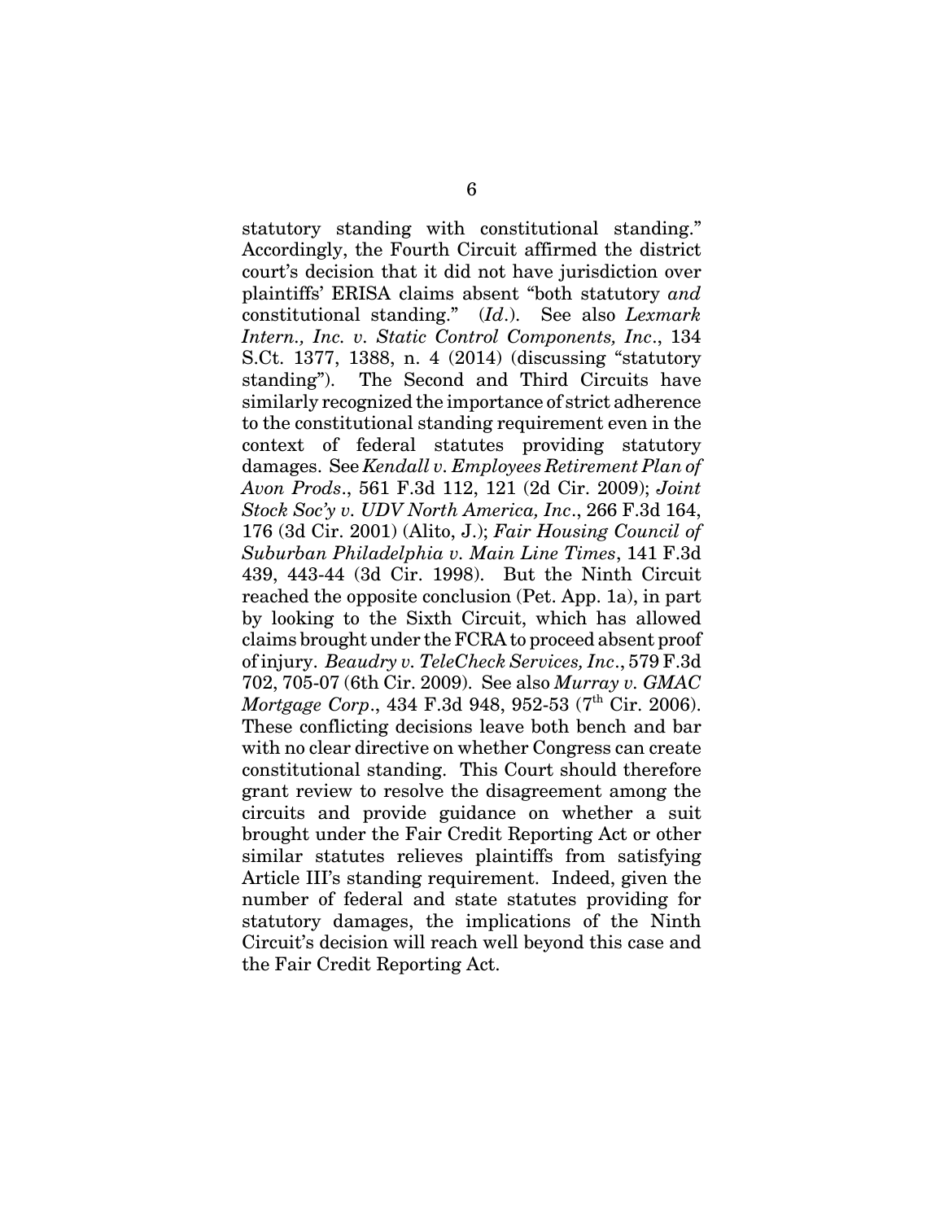statutory standing with constitutional standing." Accordingly, the Fourth Circuit affirmed the district court's decision that it did not have jurisdiction over plaintiffs' ERISA claims absent "both statutory *and* constitutional standing." (*Id*.). See also *Lexmark Intern., Inc. v. Static Control Components, Inc*., 134 S.Ct. 1377, 1388, n. 4 (2014) (discussing "statutory standing"). The Second and Third Circuits have similarly recognized the importance of strict adherence to the constitutional standing requirement even in the context of federal statutes providing statutory damages. See *Kendall v. Employees Retirement Plan of Avon Prods*., 561 F.3d 112, 121 (2d Cir. 2009); *Joint Stock Soc'y v. UDV North America, Inc*., 266 F.3d 164, 176 (3d Cir. 2001) (Alito, J.); *Fair Housing Council of Suburban Philadelphia v. Main Line Times*, 141 F.3d 439, 443-44 (3d Cir. 1998). But the Ninth Circuit reached the opposite conclusion (Pet. App. 1a), in part by looking to the Sixth Circuit, which has allowed claims brought under the FCRA to proceed absent proof of injury. *Beaudry v. TeleCheck Services, Inc*., 579 F.3d 702, 705-07 (6th Cir. 2009). See also *Murray v. GMAC Mortgage Corp*., 434 F.3d 948, 952-53 (7th Cir. 2006). These conflicting decisions leave both bench and bar with no clear directive on whether Congress can create constitutional standing. This Court should therefore grant review to resolve the disagreement among the circuits and provide guidance on whether a suit brought under the Fair Credit Reporting Act or other similar statutes relieves plaintiffs from satisfying Article III's standing requirement. Indeed, given the number of federal and state statutes providing for statutory damages, the implications of the Ninth Circuit's decision will reach well beyond this case and the Fair Credit Reporting Act.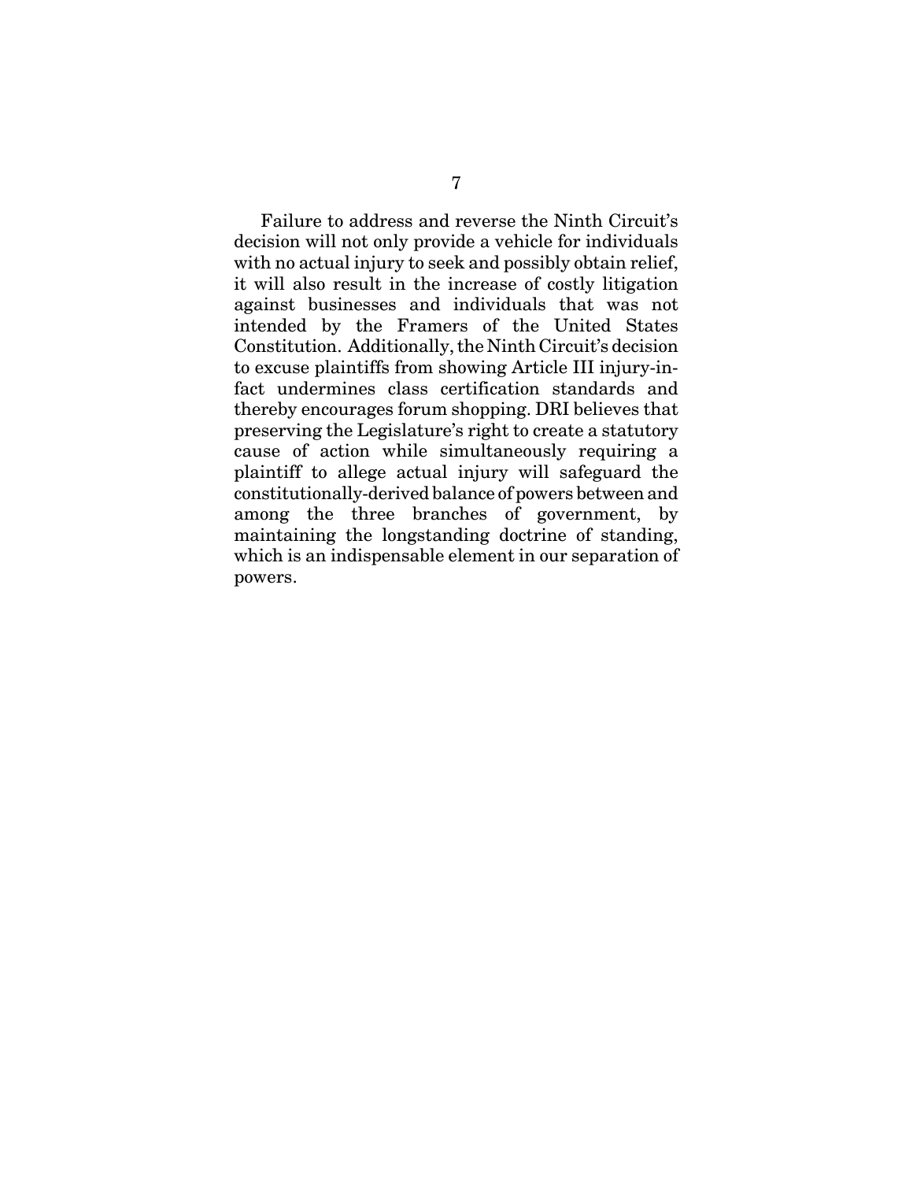Failure to address and reverse the Ninth Circuit's decision will not only provide a vehicle for individuals with no actual injury to seek and possibly obtain relief, it will also result in the increase of costly litigation against businesses and individuals that was not intended by the Framers of the United States Constitution. Additionally, the Ninth Circuit's decision to excuse plaintiffs from showing Article III injury-in-fact undermines class certification standards and thereby encourages forum shopping. DRI believes that preserving the Legislature's right to create a statutory cause of action while simultaneously requiring a plaintiff to allege actual injury will safeguard the constitutionally-derived balance of powers between and among the three branches of government, by maintaining the longstanding doctrine of standing, which is an indispensable element in our separation of powers.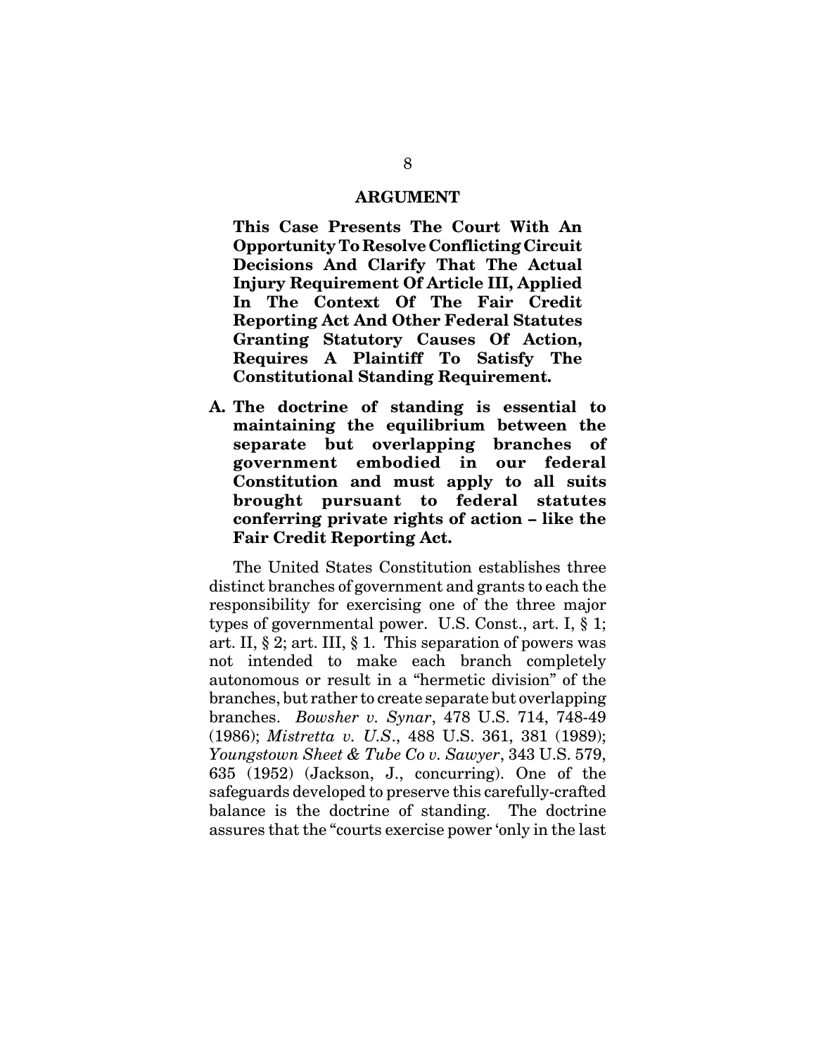## ARGUMENT

**This Case Presents The Court With An Opportunity To Resolve Conflicting Circuit Decisions And Clarify That The Actual Injury Requirement Of Article III, Applied In The Context Of The Fair Credit Reporting Act And Other Federal Statutes Granting Statutory Causes Of Action, Requires A Plaintiff To Satisfy The Constitutional Standing Requirement.**

**A. The doctrine of standing is essential to maintaining the equilibrium between the separate but overlapping branches of government embodied in our federal Constitution and must apply to all suits brought pursuant to federal statutes conferring private rights of action – like the Fair Credit Reporting Act.**

The United States Constitution establishes three distinct branches of government and grants to each the responsibility for exercising one of the three major types of governmental power. U.S. Const., art. I, § 1; art. II, § 2; art. III, § 1. This separation of powers was not intended to make each branch completely autonomous or result in a "hermetic division" of the branches, but rather to create separate but overlapping branches. *Bowsher v. Synar*, 478 U.S. 714, 748-49 (1986); *Mistretta v. U.S*., 488 U.S. 361, 381 (1989); *Youngstown Sheet & Tube Co v. Sawyer*, 343 U.S. 579, 635 (1952) (Jackson, J., concurring). One of the safeguards developed to preserve this carefully-crafted balance is the doctrine of standing. The doctrine assures that the "courts exercise power 'only in the last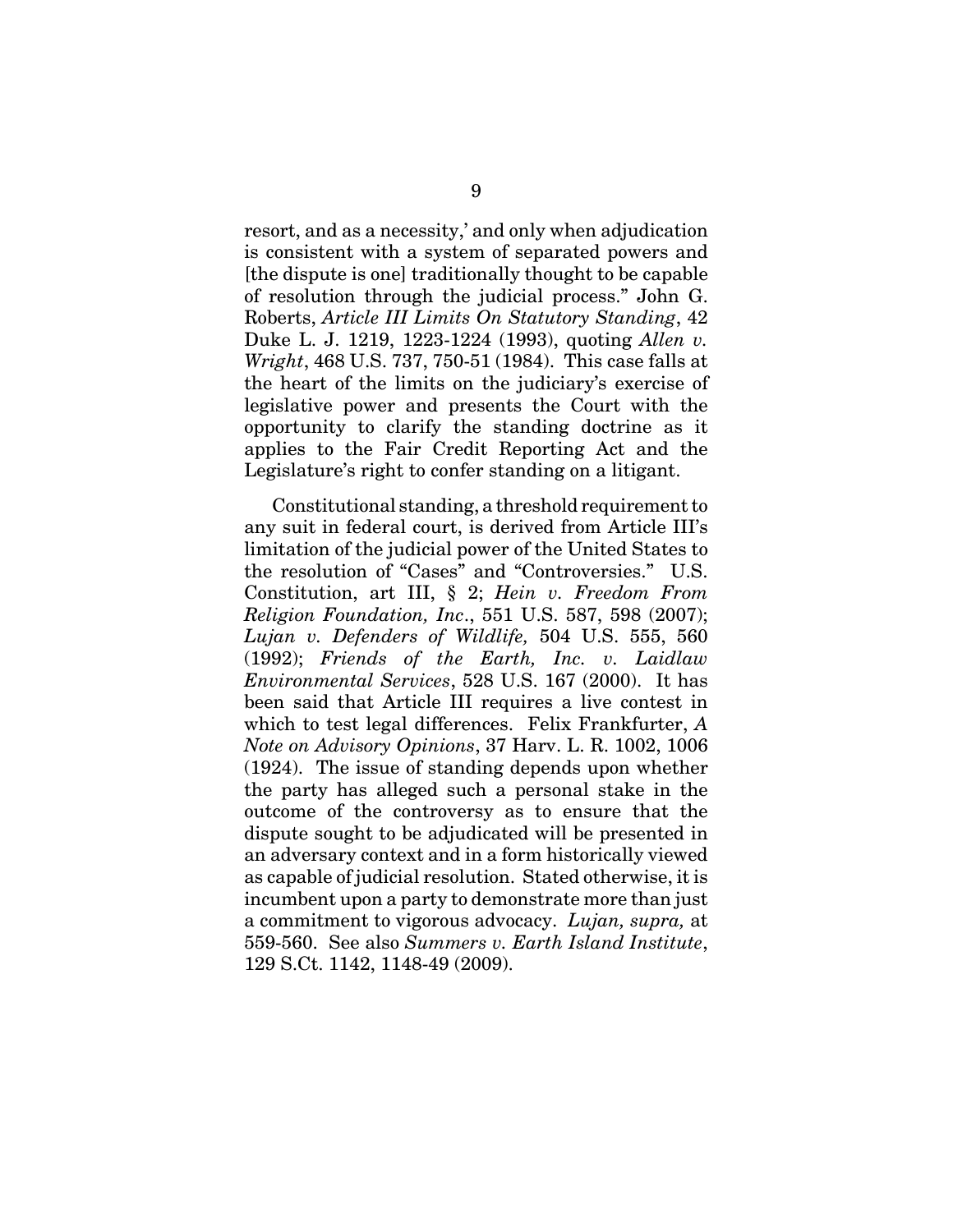resort, and as a necessity,' and only when adjudication is consistent with a system of separated powers and [the dispute is one] traditionally thought to be capable of resolution through the judicial process." John G. Roberts, *Article III Limits On Statutory Standing*, 42 Duke L. J. 1219, 1223-1224 (1993), quoting *Allen v. Wright*, 468 U.S. 737, 750-51 (1984). This case falls at the heart of the limits on the judiciary's exercise of legislative power and presents the Court with the opportunity to clarify the standing doctrine as it applies to the Fair Credit Reporting Act and the Legislature's right to confer standing on a litigant.

Constitutional standing, a threshold requirement to any suit in federal court, is derived from Article III's limitation of the judicial power of the United States to the resolution of "Cases" and "Controversies." U.S. Constitution, art III, § 2; *Hein v. Freedom From Religion Foundation, Inc*., 551 U.S. 587, 598 (2007); *Lujan v. Defenders of Wildlife,* 504 U.S. 555, 560 (1992); *Friends of the Earth, Inc. v. Laidlaw Environmental Services*, 528 U.S. 167 (2000). It has been said that Article III requires a live contest in which to test legal differences. Felix Frankfurter, *A Note on Advisory Opinions*, 37 Harv. L. R. 1002, 1006 (1924). The issue of standing depends upon whether the party has alleged such a personal stake in the outcome of the controversy as to ensure that the dispute sought to be adjudicated will be presented in an adversary context and in a form historically viewed as capable of judicial resolution. Stated otherwise, it is incumbent upon a party to demonstrate more than just a commitment to vigorous advocacy. *Lujan, supra,* at 559-560. See also *Summers v. Earth Island Institute*, 129 S.Ct. 1142, 1148-49 (2009).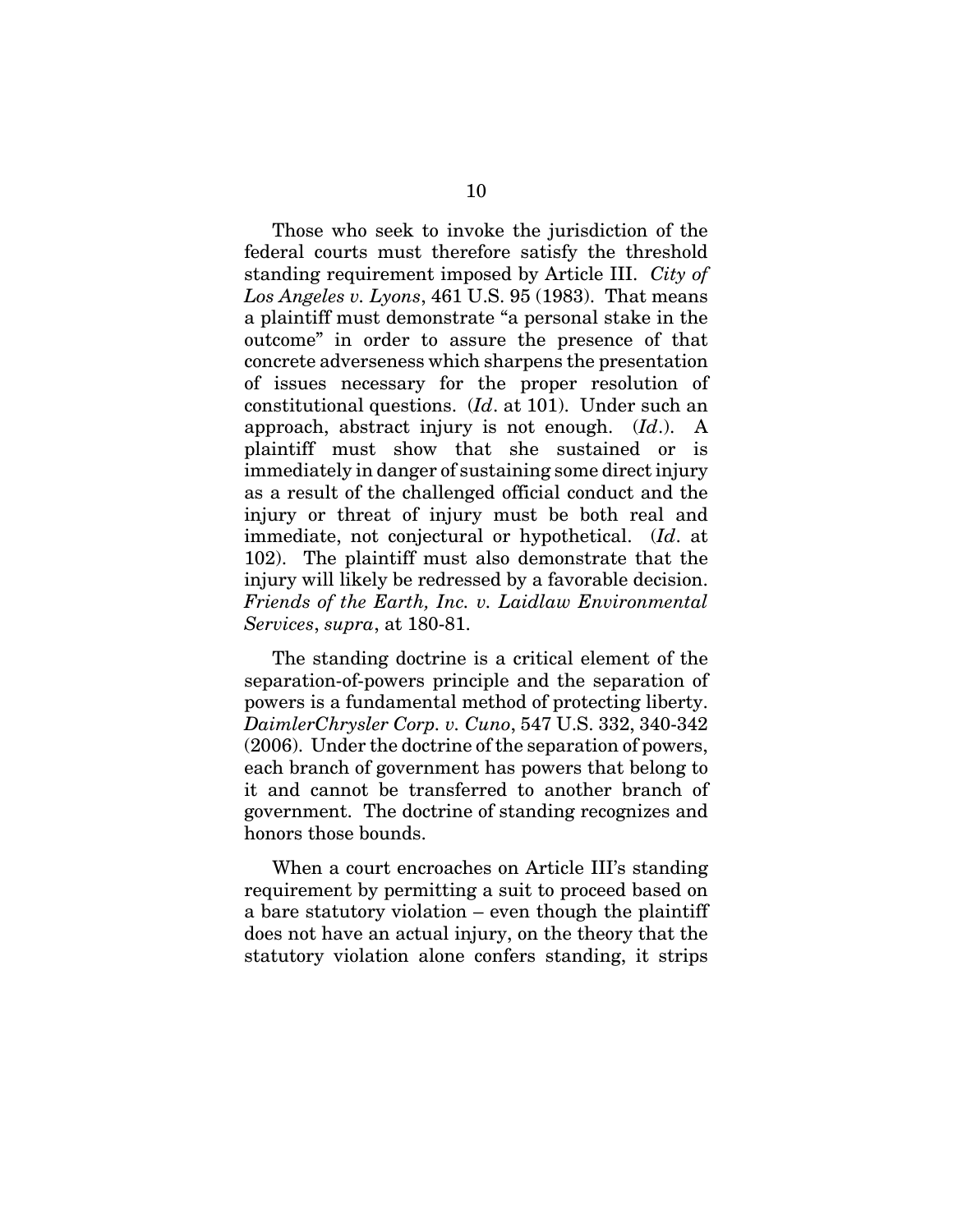Those who seek to invoke the jurisdiction of the federal courts must therefore satisfy the threshold standing requirement imposed by Article III. *City of Los Angeles v. Lyons*, 461 U.S. 95 (1983). That means a plaintiff must demonstrate "a personal stake in the outcome" in order to assure the presence of that concrete adverseness which sharpens the presentation of issues necessary for the proper resolution of constitutional questions. (*Id*. at 101). Under such an approach, abstract injury is not enough. (*Id*.). A plaintiff must show that she sustained or is immediately in danger of sustaining some direct injury as a result of the challenged official conduct and the injury or threat of injury must be both real and immediate, not conjectural or hypothetical. (*Id*. at 102). The plaintiff must also demonstrate that the injury will likely be redressed by a favorable decision. *Friends of the Earth, Inc. v. Laidlaw Environmental Services*, *supra*, at 180-81.

The standing doctrine is a critical element of the separation-of-powers principle and the separation of powers is a fundamental method of protecting liberty. *DaimlerChrysler Corp. v. Cuno*, 547 U.S. 332, 340-342 (2006). Under the doctrine of the separation of powers, each branch of government has powers that belong to it and cannot be transferred to another branch of government. The doctrine of standing recognizes and honors those bounds.

When a court encroaches on Article III's standing requirement by permitting a suit to proceed based on a bare statutory violation – even though the plaintiff does not have an actual injury, on the theory that the statutory violation alone confers standing, it strips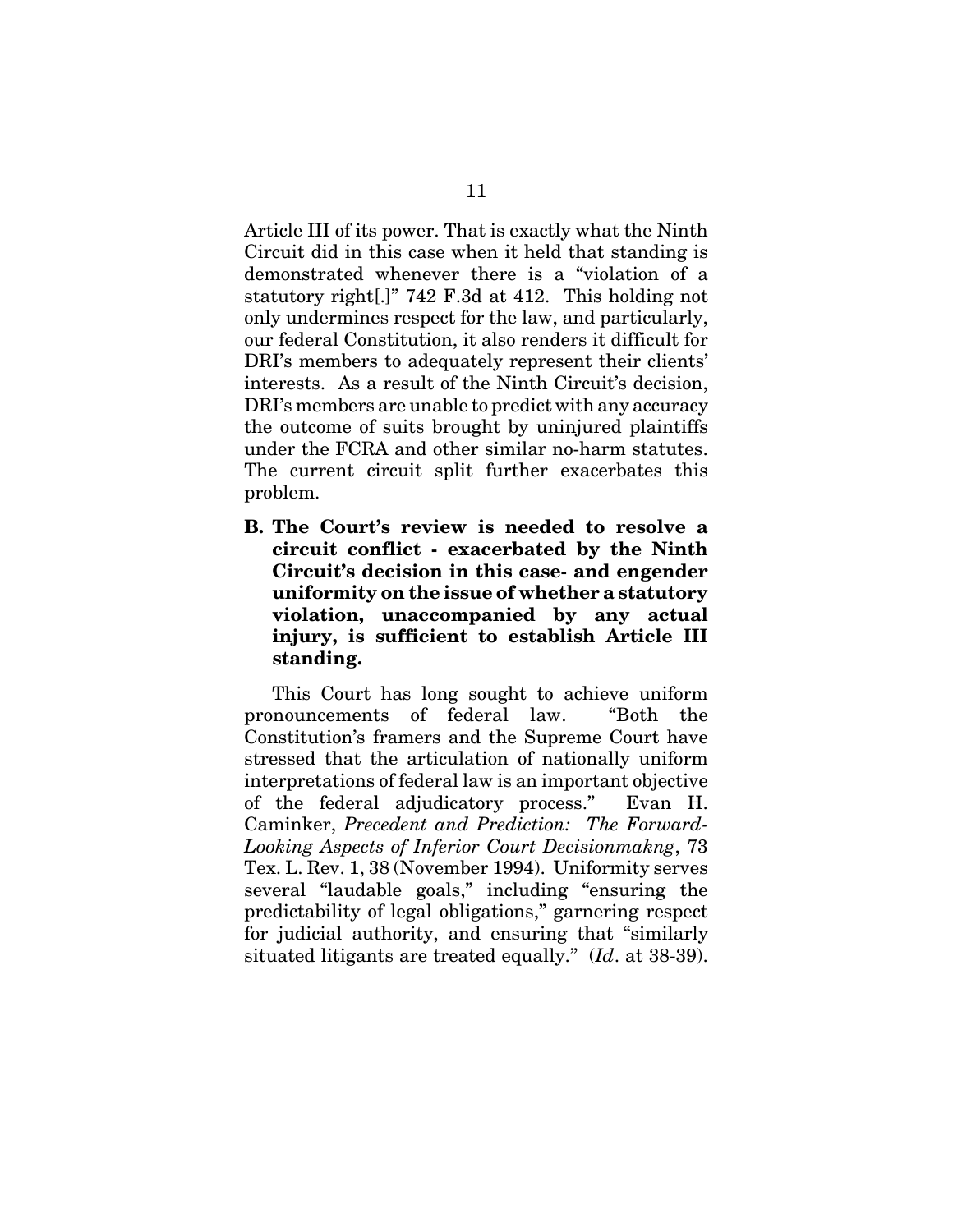Article III of its power. That is exactly what the Ninth Circuit did in this case when it held that standing is demonstrated whenever there is a "violation of a statutory right[.]" 742 F.3d at 412. This holding not only undermines respect for the law, and particularly, our federal Constitution, it also renders it difficult for DRI's members to adequately represent their clients' interests. As a result of the Ninth Circuit's decision, DRI's members are unable to predict with any accuracy the outcome of suits brought by uninjured plaintiffs under the FCRA and other similar no-harm statutes. The current circuit split further exacerbates this problem.

**B. The Court's review is needed to resolve a circuit conflict - exacerbated by the Ninth Circuit's decision in this case- and engender uniformity on the issue of whether a statutory violation, unaccompanied by any actual injury, is sufficient to establish Article III standing.**

This Court has long sought to achieve uniform pronouncements of federal law. "Both the Constitution's framers and the Supreme Court have stressed that the articulation of nationally uniform interpretations of federal law is an important objective of the federal adjudicatory process." Evan H. Caminker, *Precedent and Prediction: The Forward-Looking Aspects of Inferior Court Decisionmakng*, 73 Tex. L. Rev. 1, 38 (November 1994). Uniformity serves several "laudable goals," including "ensuring the predictability of legal obligations," garnering respect for judicial authority, and ensuring that "similarly situated litigants are treated equally." (*Id*. at 38-39).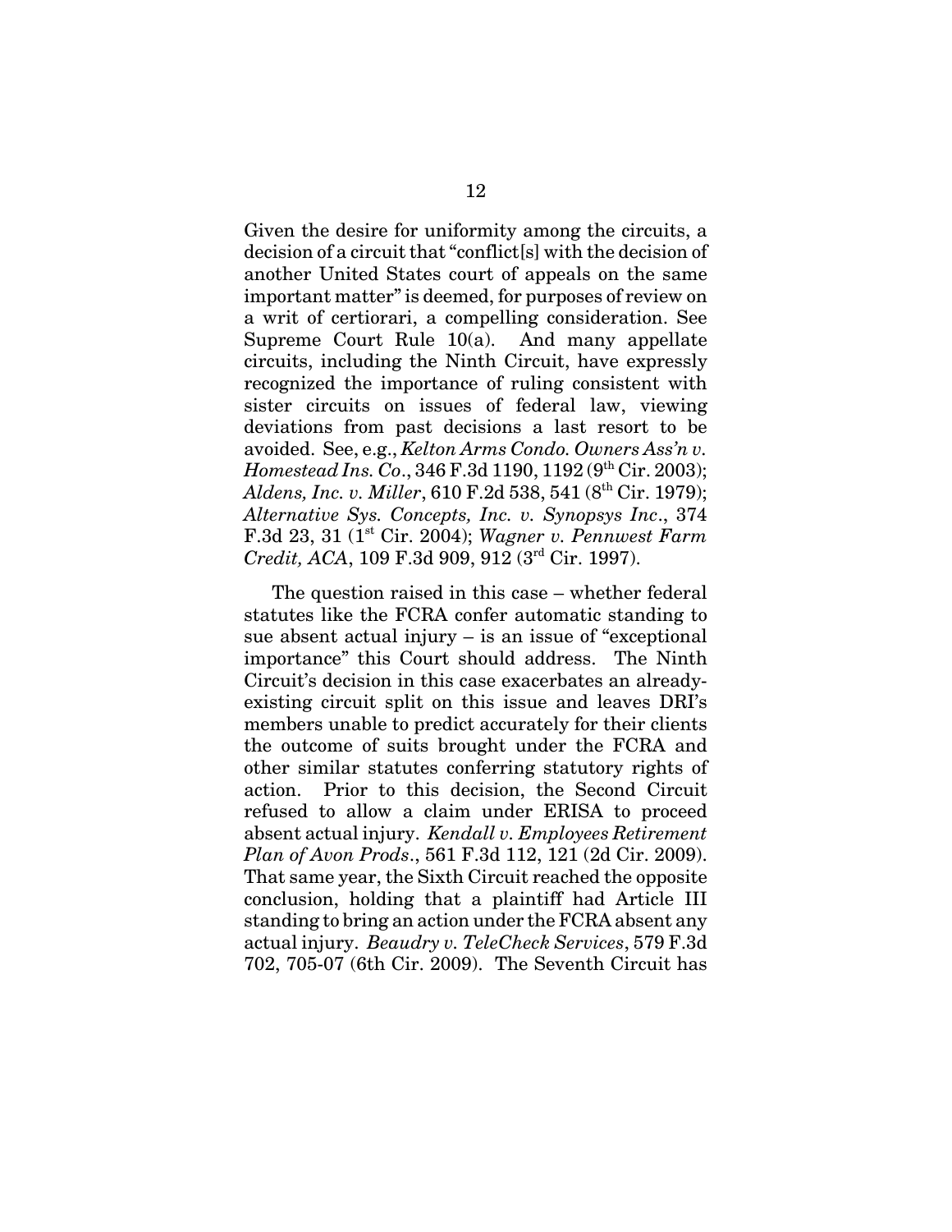Given the desire for uniformity among the circuits, a decision of a circuit that "conflict[s] with the decision of another United States court of appeals on the same important matter" is deemed, for purposes of review on a writ of certiorari, a compelling consideration. See Supreme Court Rule 10(a). And many appellate circuits, including the Ninth Circuit, have expressly recognized the importance of ruling consistent with sister circuits on issues of federal law, viewing deviations from past decisions a last resort to be avoided. See, e.g., *Kelton Arms Condo. Owners Ass'n v. Homestead Ins. Co*., 346 F.3d 1190, 1192 (9th Cir. 2003); *Aldens, Inc. v. Miller*, 610 F.2d 538, 541 (8th Cir. 1979); *Alternative Sys. Concepts, Inc. v. Synopsys Inc*., 374 F.3d 23, 31 (1st Cir. 2004); *Wagner v. Pennwest Farm Credit, ACA*, 109 F.3d 909, 912 (3rd Cir. 1997).

The question raised in this case – whether federal statutes like the FCRA confer automatic standing to sue absent actual injury – is an issue of "exceptional importance" this Court should address. The Ninth Circuit's decision in this case exacerbates an already-existing circuit split on this issue and leaves DRI's members unable to predict accurately for their clients the outcome of suits brought under the FCRA and other similar statutes conferring statutory rights of action. Prior to this decision, the Second Circuit refused to allow a claim under ERISA to proceed absent actual injury. *Kendall v. Employees Retirement Plan of Avon Prods*., 561 F.3d 112, 121 (2d Cir. 2009). That same year, the Sixth Circuit reached the opposite conclusion, holding that a plaintiff had Article III standing to bring an action under the FCRA absent any actual injury. *Beaudry v. TeleCheck Services*, 579 F.3d 702, 705-07 (6th Cir. 2009). The Seventh Circuit has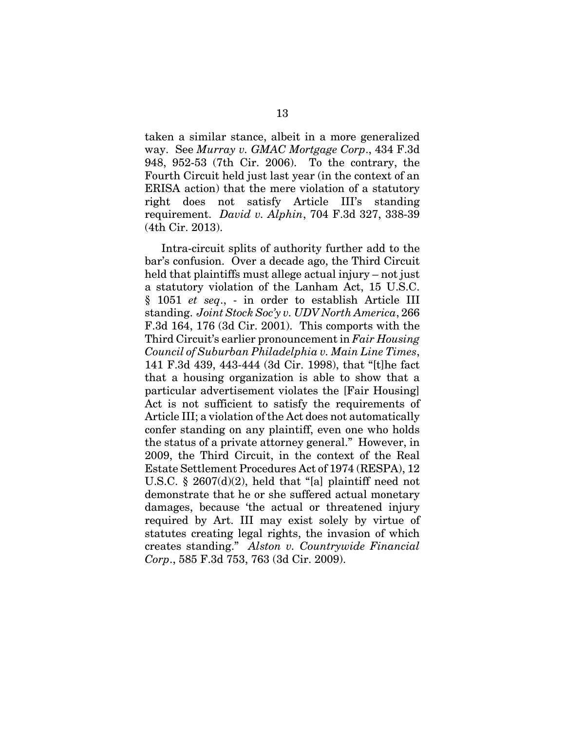taken a similar stance, albeit in a more generalized way. See *Murray v. GMAC Mortgage Corp*., 434 F.3d 948, 952-53 (7th Cir. 2006). To the contrary, the Fourth Circuit held just last year (in the context of an ERISA action) that the mere violation of a statutory right does not satisfy Article III's standing requirement. *David v. Alphin*, 704 F.3d 327, 338-39 (4th Cir. 2013).

Intra-circuit splits of authority further add to the bar's confusion. Over a decade ago, the Third Circuit held that plaintiffs must allege actual injury – not just a statutory violation of the Lanham Act, 15 U.S.C. § 1051 *et seq*., - in order to establish Article III standing. *Joint Stock Soc'y v. UDV North America*, 266 F.3d 164, 176 (3d Cir. 2001). This comports with the Third Circuit's earlier pronouncement in *Fair Housing Council of Suburban Philadelphia v. Main Line Times*, 141 F.3d 439, 443-444 (3d Cir. 1998), that "[t]he fact that a housing organization is able to show that a particular advertisement violates the [Fair Housing] Act is not sufficient to satisfy the requirements of Article III; a violation of the Act does not automatically confer standing on any plaintiff, even one who holds the status of a private attorney general." However, in 2009, the Third Circuit, in the context of the Real Estate Settlement Procedures Act of 1974 (RESPA), 12 U.S.C. § 2607(d)(2), held that "[a] plaintiff need not demonstrate that he or she suffered actual monetary damages, because 'the actual or threatened injury required by Art. III may exist solely by virtue of statutes creating legal rights, the invasion of which creates standing." *Alston v. Countrywide Financial Corp*., 585 F.3d 753, 763 (3d Cir. 2009).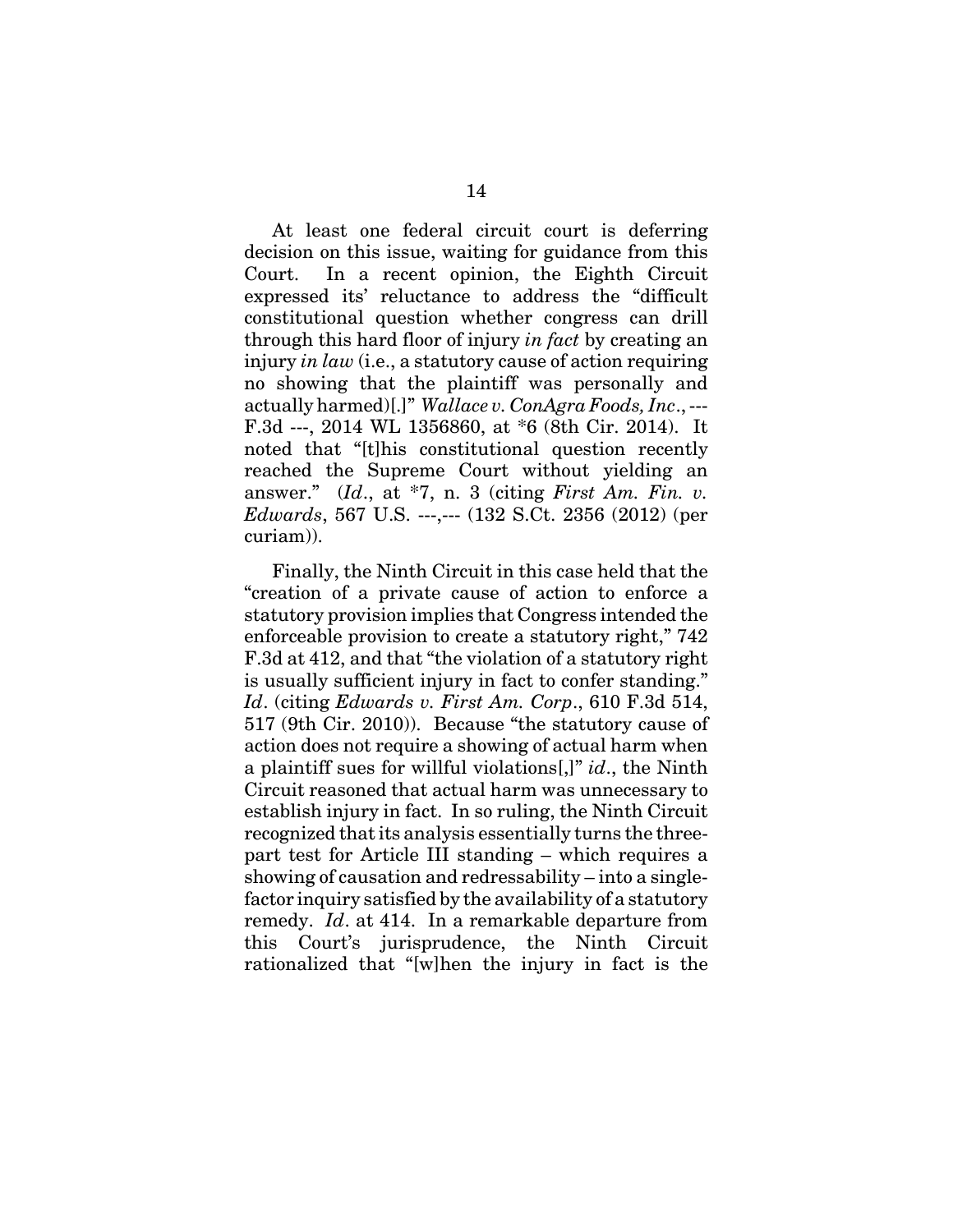At least one federal circuit court is deferring decision on this issue, waiting for guidance from this Court. In a recent opinion, the Eighth Circuit expressed its' reluctance to address the "difficult constitutional question whether congress can drill through this hard floor of injury *in fact* by creating an injury *in law* (i.e., a statutory cause of action requiring no showing that the plaintiff was personally and actually harmed)[.]" *Wallace v. ConAgra Foods, Inc*., --- F.3d ---, 2014 WL 1356860, at *6 (8th Cir. 2014). It noted that "[t]his constitutional question recently reached the Supreme Court without yielding an answer." (*Id*., at *7, n. 3 (citing *First Am. Fin. v. Edwards*, 567 U.S. ---,--- (132 S.Ct. 2356 (2012) (per curiam)).

Finally, the Ninth Circuit in this case held that the "creation of a private cause of action to enforce a statutory provision implies that Congress intended the enforceable provision to create a statutory right," 742 F.3d at 412, and that "the violation of a statutory right is usually sufficient injury in fact to confer standing." *Id*. (citing *Edwards v. First Am. Corp*., 610 F.3d 514, 517 (9th Cir. 2010)). Because "the statutory cause of action does not require a showing of actual harm when a plaintiff sues for willful violations[,]" *id*., the Ninth Circuit reasoned that actual harm was unnecessary to establish injury in fact. In so ruling, the Ninth Circuit recognized that its analysis essentially turns the three-part test for Article III standing – which requires a showing of causation and redressability – into a single-factor inquiry satisfied by the availability of a statutory remedy. *Id*. at 414. In a remarkable departure from this Court's jurisprudence, the Ninth Circuit rationalized that "[w]hen the injury in fact is the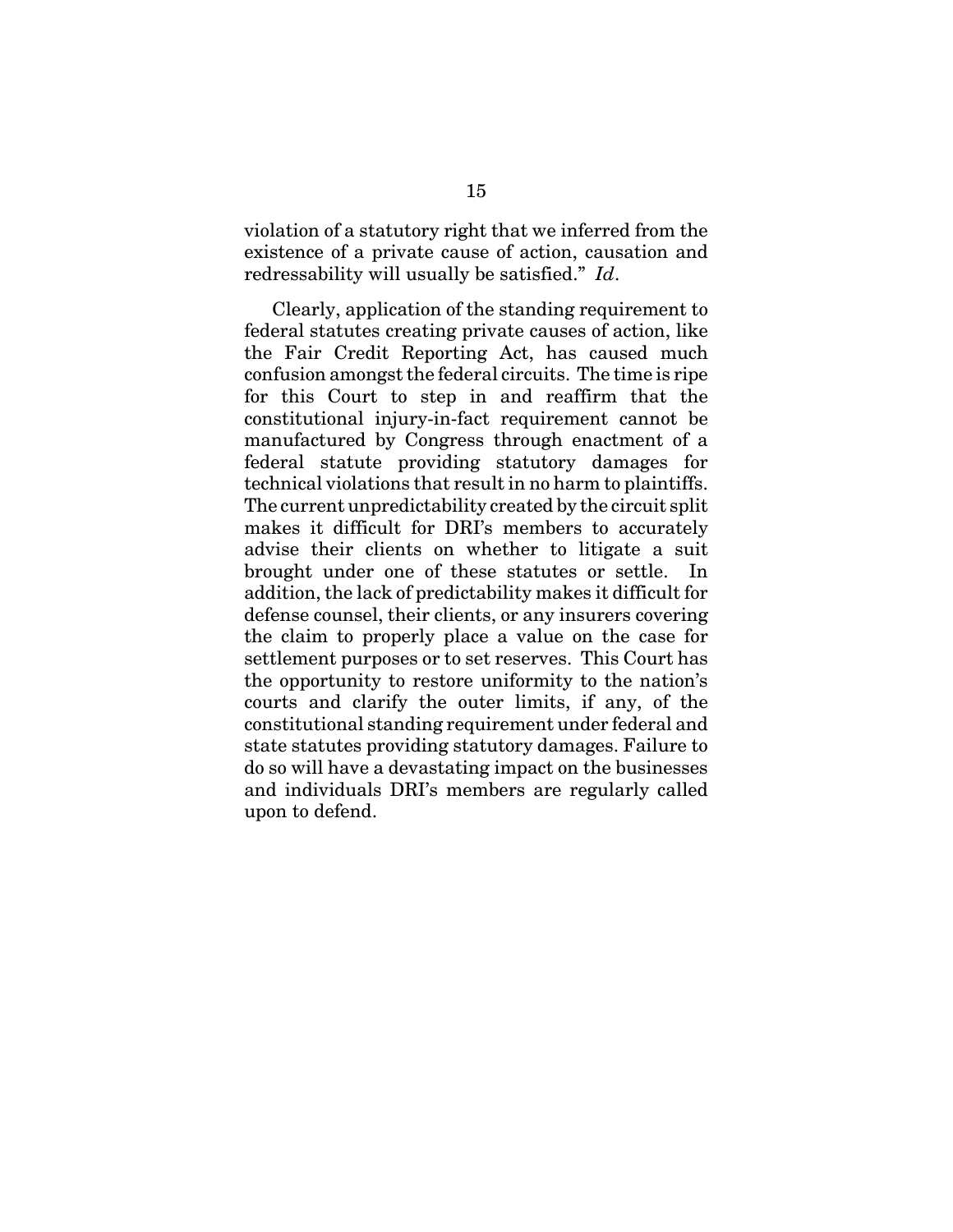violation of a statutory right that we inferred from the existence of a private cause of action, causation and redressability will usually be satisfied." *Id*.

Clearly, application of the standing requirement to federal statutes creating private causes of action, like the Fair Credit Reporting Act, has caused much confusion amongst the federal circuits. The time is ripe for this Court to step in and reaffirm that the constitutional injury-in-fact requirement cannot be manufactured by Congress through enactment of a federal statute providing statutory damages for technical violations that result in no harm to plaintiffs. The current unpredictability created by the circuit split makes it difficult for DRI's members to accurately advise their clients on whether to litigate a suit brought under one of these statutes or settle. In addition, the lack of predictability makes it difficult for defense counsel, their clients, or any insurers covering the claim to properly place a value on the case for settlement purposes or to set reserves. This Court has the opportunity to restore uniformity to the nation's courts and clarify the outer limits, if any, of the constitutional standing requirement under federal and state statutes providing statutory damages. Failure to do so will have a devastating impact on the businesses and individuals DRI's members are regularly called upon to defend.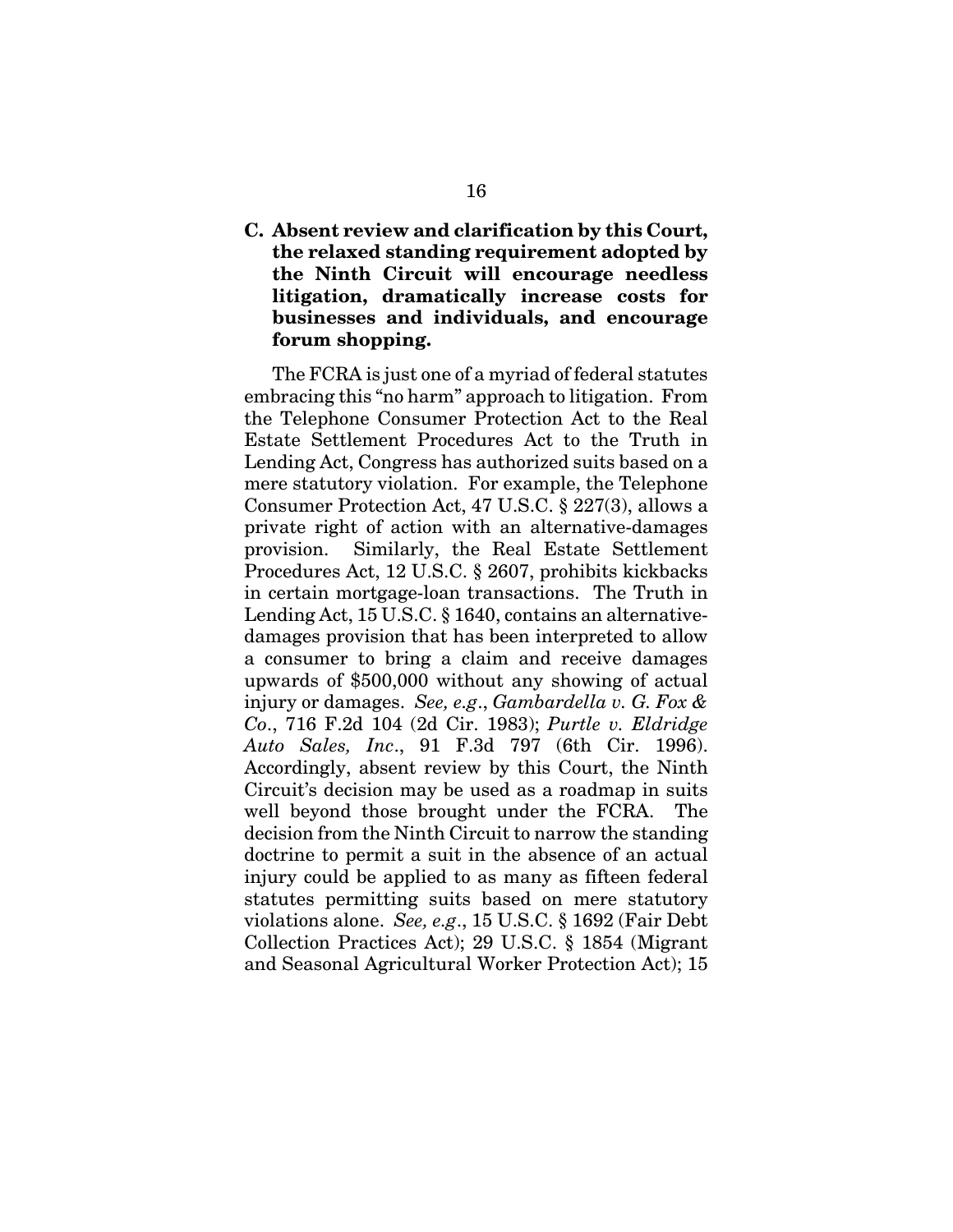### C. Absent review and clarification by this Court, the relaxed standing requirement adopted by the Ninth Circuit will encourage needless litigation, dramatically increase costs for businesses and individuals, and encourage forum shopping.

The FCRA is just one of a myriad of federal statutes embracing this "no harm" approach to litigation. From the Telephone Consumer Protection Act to the Real Estate Settlement Procedures Act to the Truth in Lending Act, Congress has authorized suits based on a mere statutory violation. For example, the Telephone Consumer Protection Act, 47 U.S.C. § 227(3), allows a private right of action with an alternative-damages provision. Similarly, the Real Estate Settlement Procedures Act, 12 U.S.C. § 2607, prohibits kickbacks in certain mortgage-loan transactions. The Truth in Lending Act, 15 U.S.C. § 1640, contains an alternative-damages provision that has been interpreted to allow a consumer to bring a claim and receive damages upwards of $500,000 without any showing of actual injury or damages. *See, e.g*., *Gambardella v. G. Fox & Co*., 716 F.2d 104 (2d Cir. 1983); *Purtle v. Eldridge Auto Sales, Inc*., 91 F.3d 797 (6th Cir. 1996). Accordingly, absent review by this Court, the Ninth Circuit's decision may be used as a roadmap in suits well beyond those brought under the FCRA. The decision from the Ninth Circuit to narrow the standing doctrine to permit a suit in the absence of an actual injury could be applied to as many as fifteen federal statutes permitting suits based on mere statutory violations alone. *See, e.g*., 15 U.S.C. § 1692 (Fair Debt Collection Practices Act); 29 U.S.C. § 1854 (Migrant and Seasonal Agricultural Worker Protection Act); 15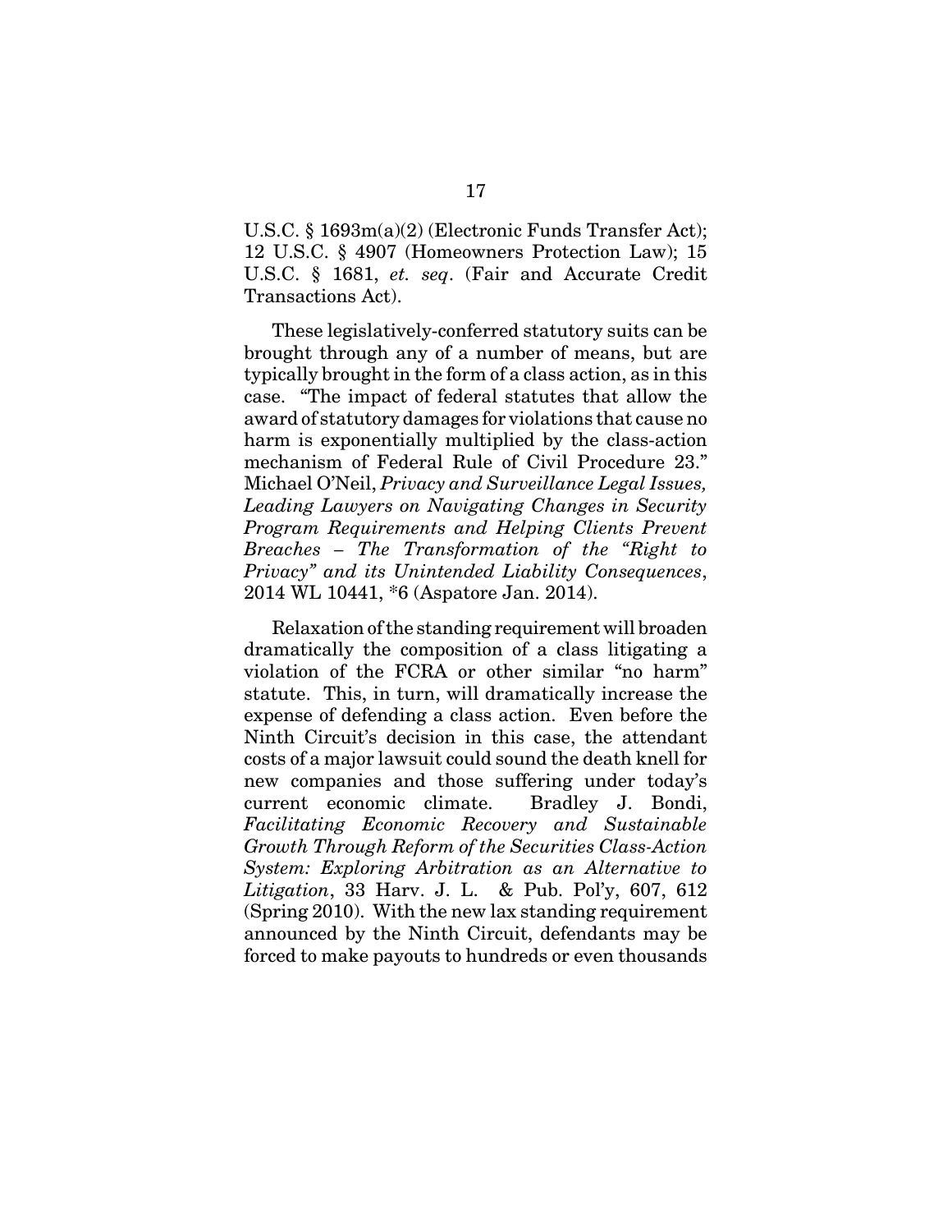U.S.C. § 1693m(a)(2) (Electronic Funds Transfer Act); 12 U.S.C. § 4907 (Homeowners Protection Law); 15 U.S.C. § 1681, *et. seq*. (Fair and Accurate Credit Transactions Act).

These legislatively-conferred statutory suits can be brought through any of a number of means, but are typically brought in the form of a class action, as in this case. "The impact of federal statutes that allow the award of statutory damages for violations that cause no harm is exponentially multiplied by the class-action mechanism of Federal Rule of Civil Procedure 23." Michael O'Neil, *Privacy and Surveillance Legal Issues, Leading Lawyers on Navigating Changes in Security Program Requirements and Helping Clients Prevent Breaches – The Transformation of the "Right to Privacy" and its Unintended Liability Consequences*, 2014 WL 10441, *6 (Aspatore Jan. 2014).

Relaxation of the standing requirement will broaden dramatically the composition of a class litigating a violation of the FCRA or other similar "no harm" statute. This, in turn, will dramatically increase the expense of defending a class action. Even before the Ninth Circuit's decision in this case, the attendant costs of a major lawsuit could sound the death knell for new companies and those suffering under today's current economic climate. Bradley J. Bondi, *Facilitating Economic Recovery and Sustainable Growth Through Reform of the Securities Class-Action System: Exploring Arbitration as an Alternative to Litigation*, 33 Harv. J. L. & Pub. Pol'y, 607, 612 (Spring 2010). With the new lax standing requirement announced by the Ninth Circuit, defendants may be forced to make payouts to hundreds or even thousands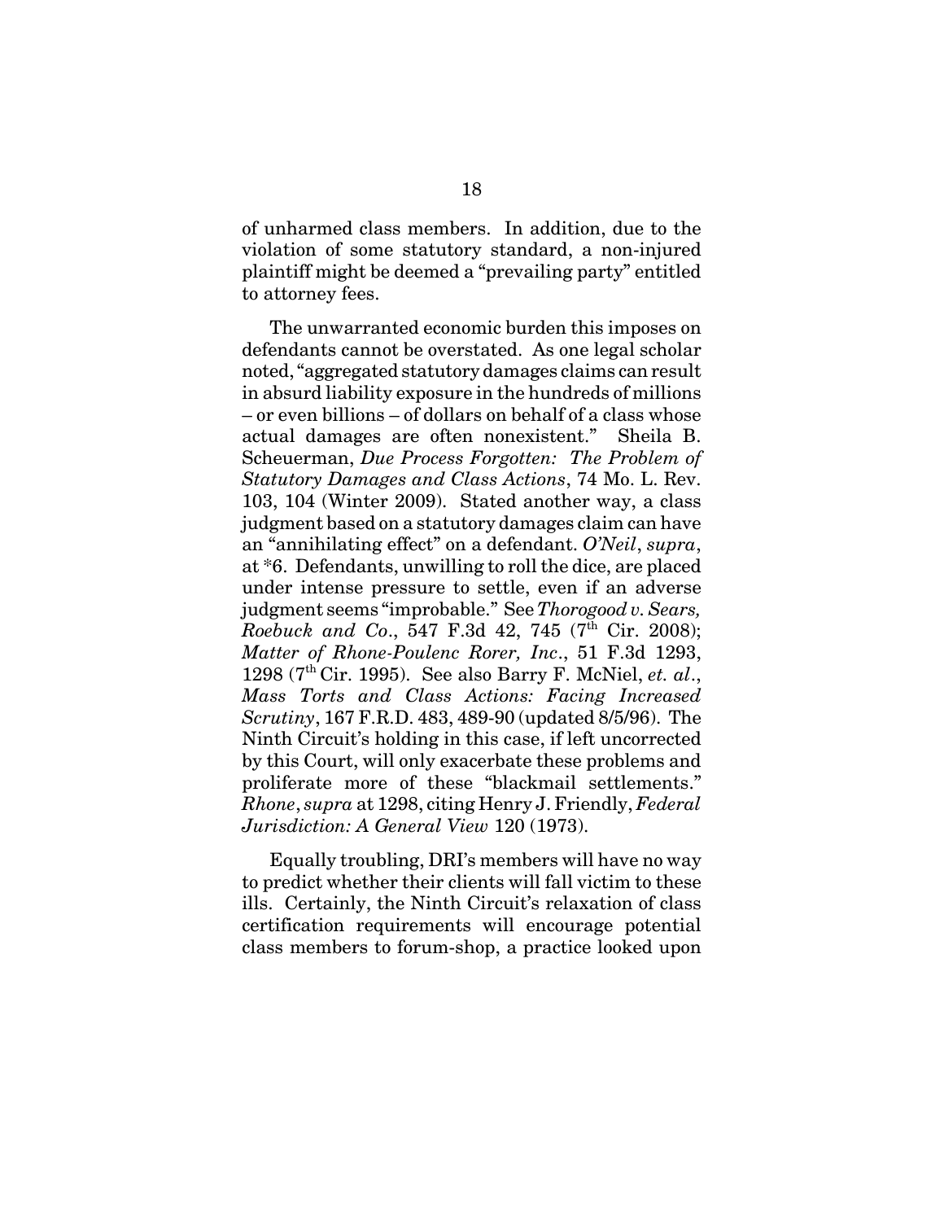of unharmed class members. In addition, due to the violation of some statutory standard, a non-injured plaintiff might be deemed a "prevailing party" entitled to attorney fees.

The unwarranted economic burden this imposes on defendants cannot be overstated. As one legal scholar noted, "aggregated statutory damages claims can result in absurd liability exposure in the hundreds of millions – or even billions – of dollars on behalf of a class whose actual damages are often nonexistent." Sheila B. Scheuerman, *Due Process Forgotten: The Problem of Statutory Damages and Class Actions*, 74 Mo. L. Rev. 103, 104 (Winter 2009). Stated another way, a class judgment based on a statutory damages claim can have an "annihilating effect" on a defendant. *O'Neil*, *supra*, at *6. Defendants, unwilling to roll the dice, are placed under intense pressure to settle, even if an adverse judgment seems "improbable." See *Thorogood v. Sears, Roebuck and Co*., 547 F.3d 42, 745 (7th Cir. 2008); *Matter of Rhone-Poulenc Rorer, Inc*., 51 F.3d 1293, 1298 (7th Cir. 1995). See also Barry F. McNiel, *et. al*., *Mass Torts and Class Actions: Facing Increased Scrutiny*, 167 F.R.D. 483, 489-90 (updated 8/5/96). The Ninth Circuit's holding in this case, if left uncorrected by this Court, will only exacerbate these problems and proliferate more of these "blackmail settlements." *Rhone*, *supra* at 1298, citing Henry J. Friendly, *Federal Jurisdiction: A General View* 120 (1973).

Equally troubling, DRI's members will have no way to predict whether their clients will fall victim to these ills. Certainly, the Ninth Circuit's relaxation of class certification requirements will encourage potential class members to forum-shop, a practice looked upon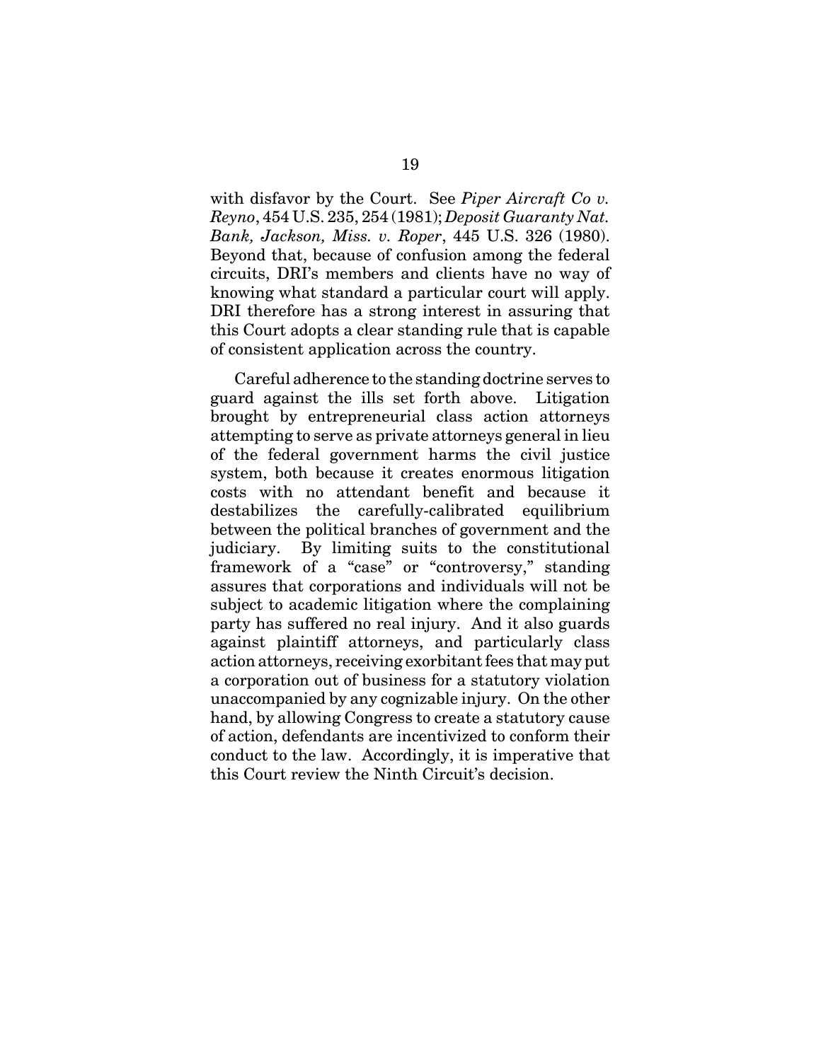with disfavor by the Court. See *Piper Aircraft Co v. Reyno*, 454 U.S. 235, 254 (1981); *Deposit Guaranty Nat. Bank, Jackson, Miss. v. Roper*, 445 U.S. 326 (1980). Beyond that, because of confusion among the federal circuits, DRI's members and clients have no way of knowing what standard a particular court will apply. DRI therefore has a strong interest in assuring that this Court adopts a clear standing rule that is capable of consistent application across the country.

Careful adherence to the standing doctrine serves to guard against the ills set forth above. Litigation brought by entrepreneurial class action attorneys attempting to serve as private attorneys general in lieu of the federal government harms the civil justice system, both because it creates enormous litigation costs with no attendant benefit and because it destabilizes the carefully-calibrated equilibrium between the political branches of government and the judiciary. By limiting suits to the constitutional framework of a "case" or "controversy," standing assures that corporations and individuals will not be subject to academic litigation where the complaining party has suffered no real injury. And it also guards against plaintiff attorneys, and particularly class action attorneys, receiving exorbitant fees that may put a corporation out of business for a statutory violation unaccompanied by any cognizable injury. On the other hand, by allowing Congress to create a statutory cause of action, defendants are incentivized to conform their conduct to the law. Accordingly, it is imperative that this Court review the Ninth Circuit's decision.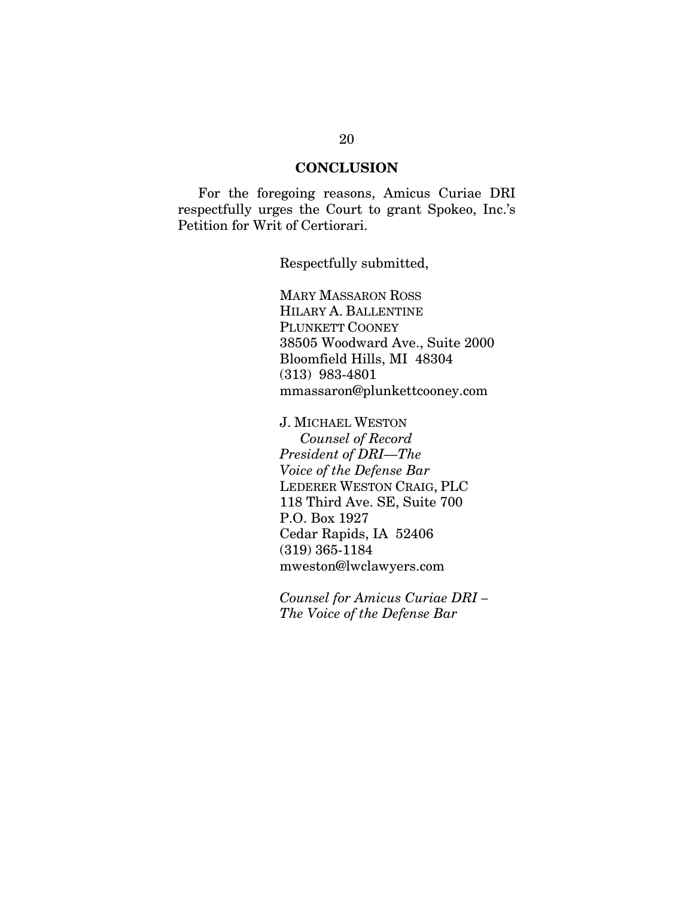## CONCLUSION

For the foregoing reasons, Amicus Curiae DRI respectfully urges the Court to grant Spokeo, Inc.'s Petition for Writ of Certiorari.

Respectfully submitted,

MARY MASSARON ROSS
HILARY A. BALLENTINE
PLUNKETT COONEY
38505 Woodward Ave., Suite 2000
Bloomfield Hills, MI 48304
(313) 983-4801
mmassaron@plunkettcooney.com

J. MICHAEL WESTON
*Counsel of Record*
*President of DRI—The Voice of the Defense Bar*
LEDERER WESTON CRAIG, PLC
118 Third Ave. SE, Suite 700
P.O. Box 1927
Cedar Rapids, IA 52406
(319) 365-1184
mweston@lwclawyers.com

*Counsel for Amicus Curiae DRI – The Voice of the Defense Bar*